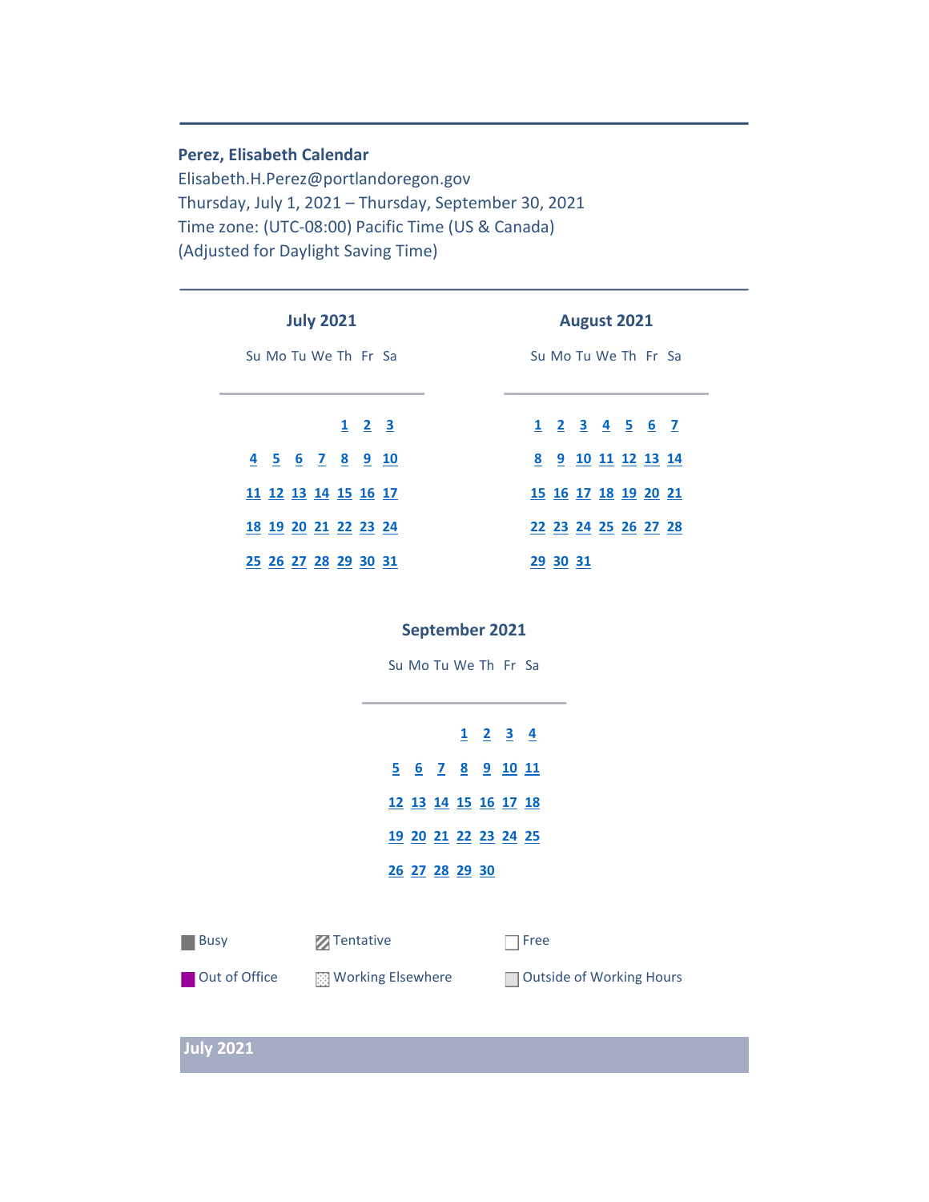**Perez, Elisabeth Calendar**

Elisabeth.H.Perez@portlandoregon.gov

Thursday, July 1, 2021 – Thursday, September 30, 2021

Time zone: (UTC-08:00) Pacific Time (US & Canada)

(Adjusted for Daylight Saving Time)

---

**July 2021**

| Su | Mo | Tu | We | Th | Fr | Sa |
|---|---|---|---|---|---|---|
| | | | | 1 | 2 | 3 |
| 4 | 5 | 6 | 7 | 8 | 9 | 10 |
| 11 | 12 | 13 | 14 | 15 | 16 | 17 |
| 18 | 19 | 20 | 21 | 22 | 23 | 24 |
| 25 | 26 | 27 | 28 | 29 | 30 | 31 |

**August 2021**

| Su | Mo | Tu | We | Th | Fr | Sa |
|---|---|---|---|---|---|---|
| 1 | 2 | 3 | 4 | 5 | 6 | 7 |
| 8 | 9 | 10 | 11 | 12 | 13 | 14 |
| 15 | 16 | 17 | 18 | 19 | 20 | 21 |
| 22 | 23 | 24 | 25 | 26 | 27 | 28 |
| 29 | 30 | 31 | | | | |

**September 2021**

| Su | Mo | Tu | We | Th | Fr | Sa |
|---|---|---|---|---|---|---|
| | | | 1 | 2 | 3 | 4 |
| 5 | 6 | 7 | 8 | 9 | 10 | 11 |
| 12 | 13 | 14 | 15 | 16 | 17 | 18 |
| 19 | 20 | 21 | 22 | 23 | 24 | 25 |
| 26 | 27 | 28 | 29 | 30 | | |

Busy    Tentative    Free

Out of Office    Working Elsewhere    Outside of Working Hours

## July 2021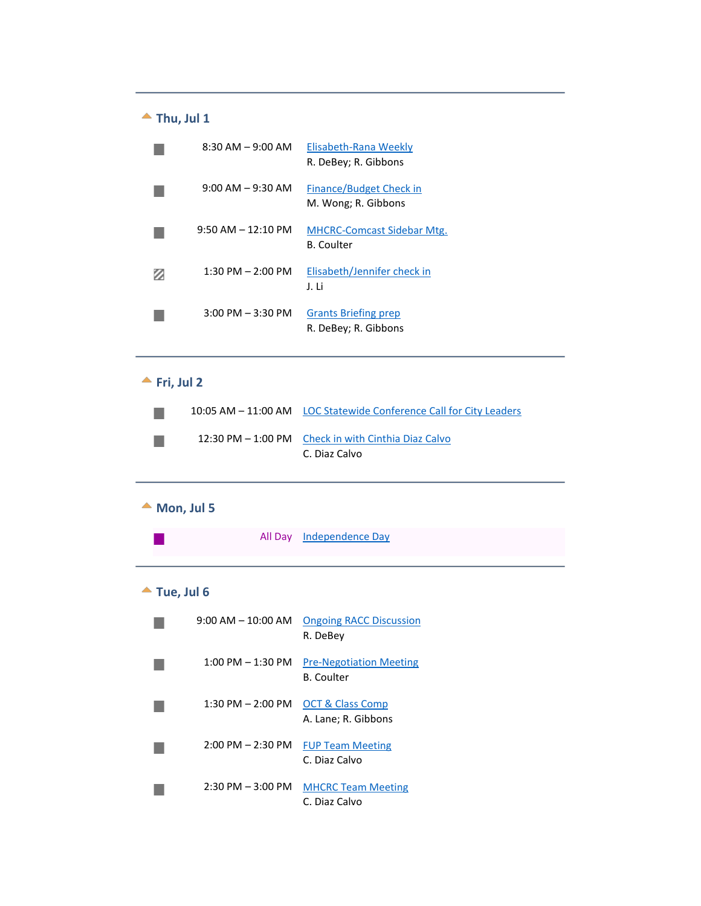## Thu, Jul 1

| Time | Event |
|---|---|
| 8:30 AM – 9:00 AM | Elisabeth-Rana Weekly<br>R. DeBey; R. Gibbons |
| 9:00 AM – 9:30 AM | Finance/Budget Check in<br>M. Wong; R. Gibbons |
| 9:50 AM – 12:10 PM | MHCRC-Comcast Sidebar Mtg.<br>B. Coulter |
| 1:30 PM – 2:00 PM | Elisabeth/Jennifer check in<br>J. Li |
| 3:00 PM – 3:30 PM | Grants Briefing prep<br>R. DeBey; R. Gibbons |

## Fri, Jul 2

| Time | Event |
|---|---|
| 10:05 AM – 11:00 AM | LOC Statewide Conference Call for City Leaders |
| 12:30 PM – 1:00 PM | Check in with Cinthia Diaz Calvo<br>C. Diaz Calvo |

## Mon, Jul 5

| Time | Event |
|---|---|
| All Day | Independence Day |

## Tue, Jul 6

| Time | Event |
|---|---|
| 9:00 AM – 10:00 AM | Ongoing RACC Discussion<br>R. DeBey |
| 1:00 PM – 1:30 PM | Pre-Negotiation Meeting<br>B. Coulter |
| 1:30 PM – 2:00 PM | OCT & Class Comp<br>A. Lane; R. Gibbons |
| 2:00 PM – 2:30 PM | FUP Team Meeting<br>C. Diaz Calvo |
| 2:30 PM – 3:00 PM | MHCRC Team Meeting<br>C. Diaz Calvo |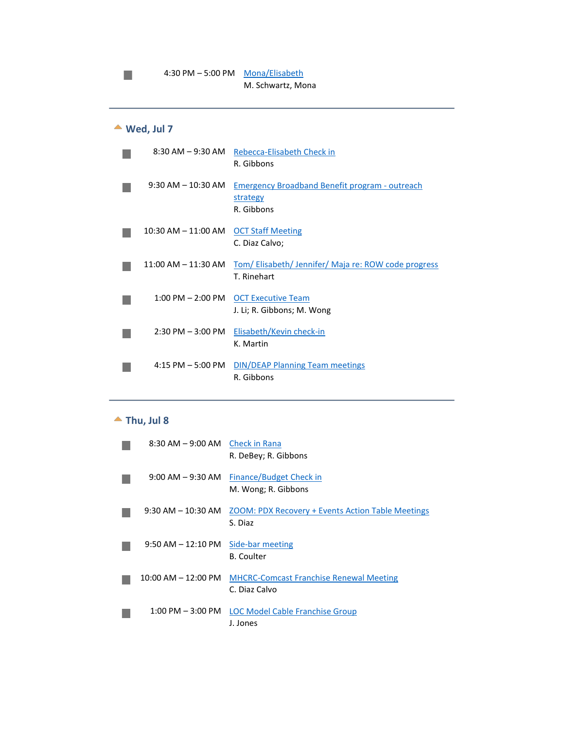4:30 PM – 5:00 PM Mona/Elisabeth
M. Schwartz, Mona

---

## Wed, Jul 7

- 8:30 AM – 9:30 AM Rebecca-Elisabeth Check in
  R. Gibbons
- 9:30 AM – 10:30 AM Emergency Broadband Benefit program - outreach strategy
  R. Gibbons
- 10:30 AM – 11:00 AM OCT Staff Meeting
  C. Diaz Calvo;
- 11:00 AM – 11:30 AM Tom/ Elisabeth/ Jennifer/ Maja re: ROW code progress
  T. Rinehart
- 1:00 PM – 2:00 PM OCT Executive Team
  J. Li; R. Gibbons; M. Wong
- 2:30 PM – 3:00 PM Elisabeth/Kevin check-in
  K. Martin
- 4:15 PM – 5:00 PM DIN/DEAP Planning Team meetings
  R. Gibbons

---

## Thu, Jul 8

- 8:30 AM – 9:00 AM Check in Rana
  R. DeBey; R. Gibbons
- 9:00 AM – 9:30 AM Finance/Budget Check in
  M. Wong; R. Gibbons
- 9:30 AM – 10:30 AM ZOOM: PDX Recovery + Events Action Table Meetings
  S. Diaz
- 9:50 AM – 12:10 PM Side-bar meeting
  B. Coulter
- 10:00 AM – 12:00 PM MHCRC-Comcast Franchise Renewal Meeting
  C. Diaz Calvo
- 1:00 PM – 3:00 PM LOC Model Cable Franchise Group
  J. Jones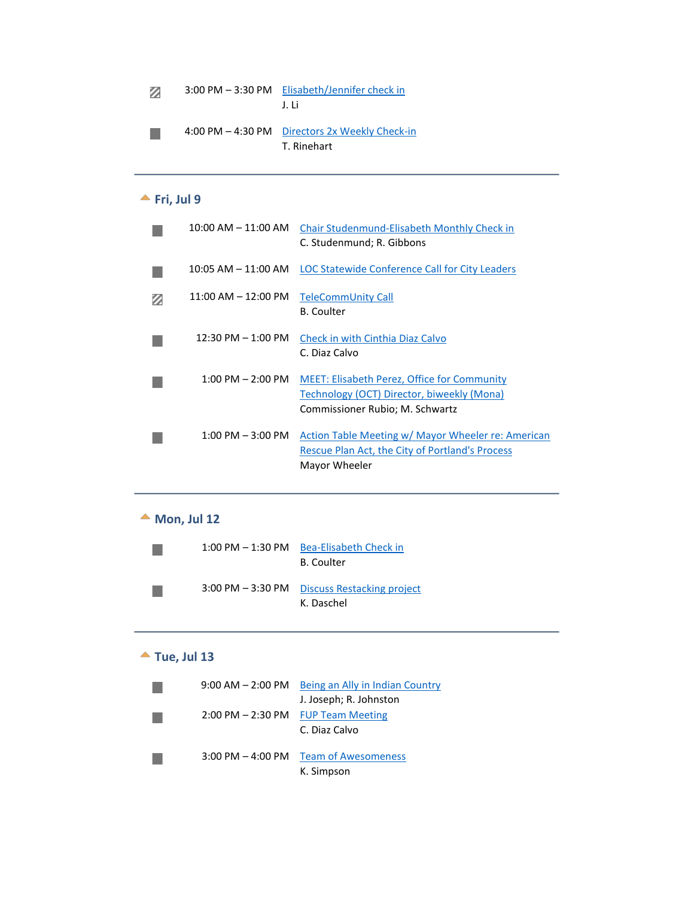3:00 PM – 3:30 PM [Elisabeth/Jennifer check in](#)
J. Li

4:00 PM – 4:30 PM [Directors 2x Weekly Check-in](#)
T. Rinehart

---

## Fri, Jul 9

10:00 AM – 11:00 AM [Chair Studenmund-Elisabeth Monthly Check in](#)
C. Studenmund; R. Gibbons

10:05 AM – 11:00 AM [LOC Statewide Conference Call for City Leaders](#)

11:00 AM – 12:00 PM [TeleCommUnity Call](#)
B. Coulter

12:30 PM – 1:00 PM [Check in with Cinthia Diaz Calvo](#)
C. Diaz Calvo

1:00 PM – 2:00 PM [MEET: Elisabeth Perez, Office for Community Technology (OCT) Director, biweekly (Mona)](#)
Commissioner Rubio; M. Schwartz

1:00 PM – 3:00 PM [Action Table Meeting w/ Mayor Wheeler re: American Rescue Plan Act, the City of Portland's Process](#)
Mayor Wheeler

---

## Mon, Jul 12

1:00 PM – 1:30 PM [Bea-Elisabeth Check in](#)
B. Coulter

3:00 PM – 3:30 PM [Discuss Restacking project](#)
K. Daschel

---

## Tue, Jul 13

9:00 AM – 2:00 PM [Being an Ally in Indian Country](#)
J. Joseph; R. Johnston

2:00 PM – 2:30 PM [FUP Team Meeting](#)
C. Diaz Calvo

3:00 PM – 4:00 PM [Team of Awesomeness](#)
K. Simpson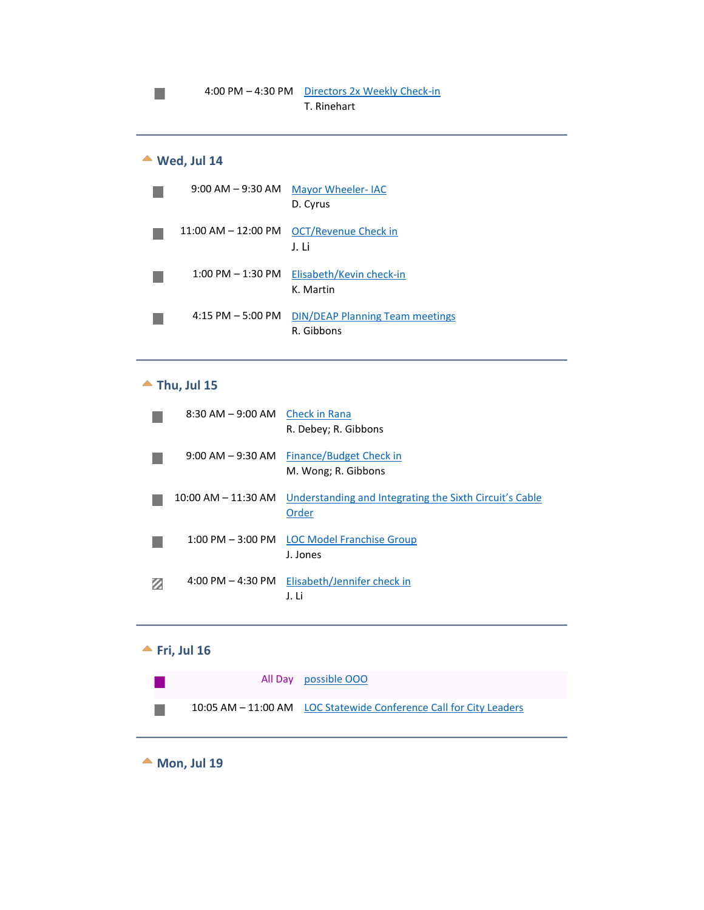4:00 PM – 4:30 PM Directors 2x Weekly Check-in
T. Rinehart

---

## Wed, Jul 14

9:00 AM – 9:30 AM Mayor Wheeler- IAC
D. Cyrus

11:00 AM – 12:00 PM OCT/Revenue Check in
J. Li

1:00 PM – 1:30 PM Elisabeth/Kevin check-in
K. Martin

4:15 PM – 5:00 PM DIN/DEAP Planning Team meetings
R. Gibbons

---

## Thu, Jul 15

8:30 AM – 9:00 AM Check in Rana
R. Debey; R. Gibbons

9:00 AM – 9:30 AM Finance/Budget Check in
M. Wong; R. Gibbons

10:00 AM – 11:30 AM Understanding and Integrating the Sixth Circuit's Cable Order

1:00 PM – 3:00 PM LOC Model Franchise Group
J. Jones

4:00 PM – 4:30 PM Elisabeth/Jennifer check in
J. Li

---

## Fri, Jul 16

All Day possible OOO

10:05 AM – 11:00 AM LOC Statewide Conference Call for City Leaders

---

## Mon, Jul 19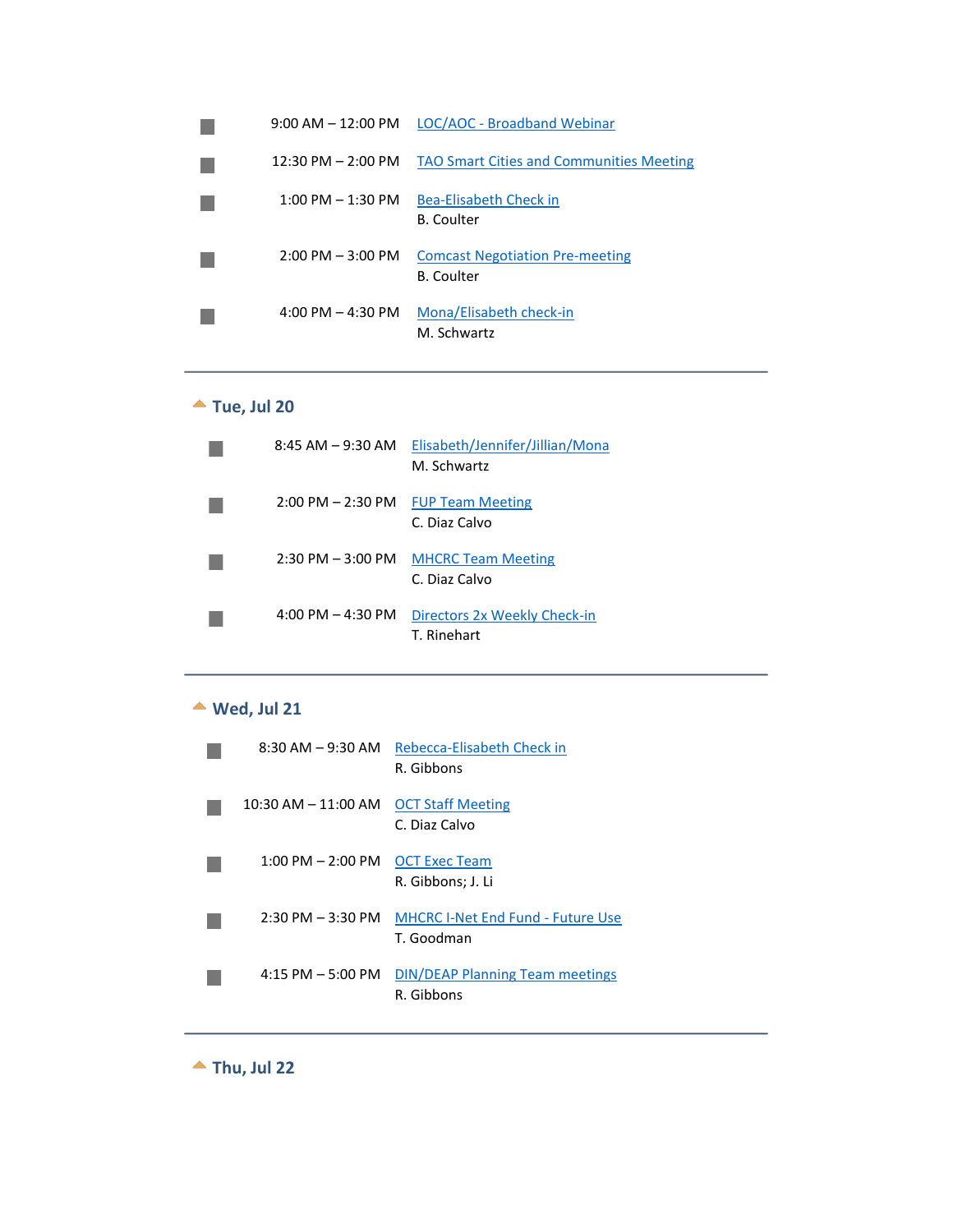- 9:00 AM – 12:00 PM [LOC/AOC - Broadband Webinar]
- 12:30 PM – 2:00 PM [TAO Smart Cities and Communities Meeting]
- 1:00 PM – 1:30 PM [Bea-Elisabeth Check in]
  B. Coulter
- 2:00 PM – 3:00 PM [Comcast Negotiation Pre-meeting]
  B. Coulter
- 4:00 PM – 4:30 PM [Mona/Elisabeth check-in]
  M. Schwartz

---

## Tue, Jul 20

- 8:45 AM – 9:30 AM [Elisabeth/Jennifer/Jillian/Mona]
  M. Schwartz
- 2:00 PM – 2:30 PM [FUP Team Meeting]
  C. Diaz Calvo
- 2:30 PM – 3:00 PM [MHCRC Team Meeting]
  C. Diaz Calvo
- 4:00 PM – 4:30 PM [Directors 2x Weekly Check-in]
  T. Rinehart

---

## Wed, Jul 21

- 8:30 AM – 9:30 AM [Rebecca-Elisabeth Check in]
  R. Gibbons
- 10:30 AM – 11:00 AM [OCT Staff Meeting]
  C. Diaz Calvo
- 1:00 PM – 2:00 PM [OCT Exec Team]
  R. Gibbons; J. Li
- 2:30 PM – 3:30 PM [MHCRC I-Net End Fund - Future Use]
  T. Goodman
- 4:15 PM – 5:00 PM [DIN/DEAP Planning Team meetings]
  R. Gibbons

---

## Thu, Jul 22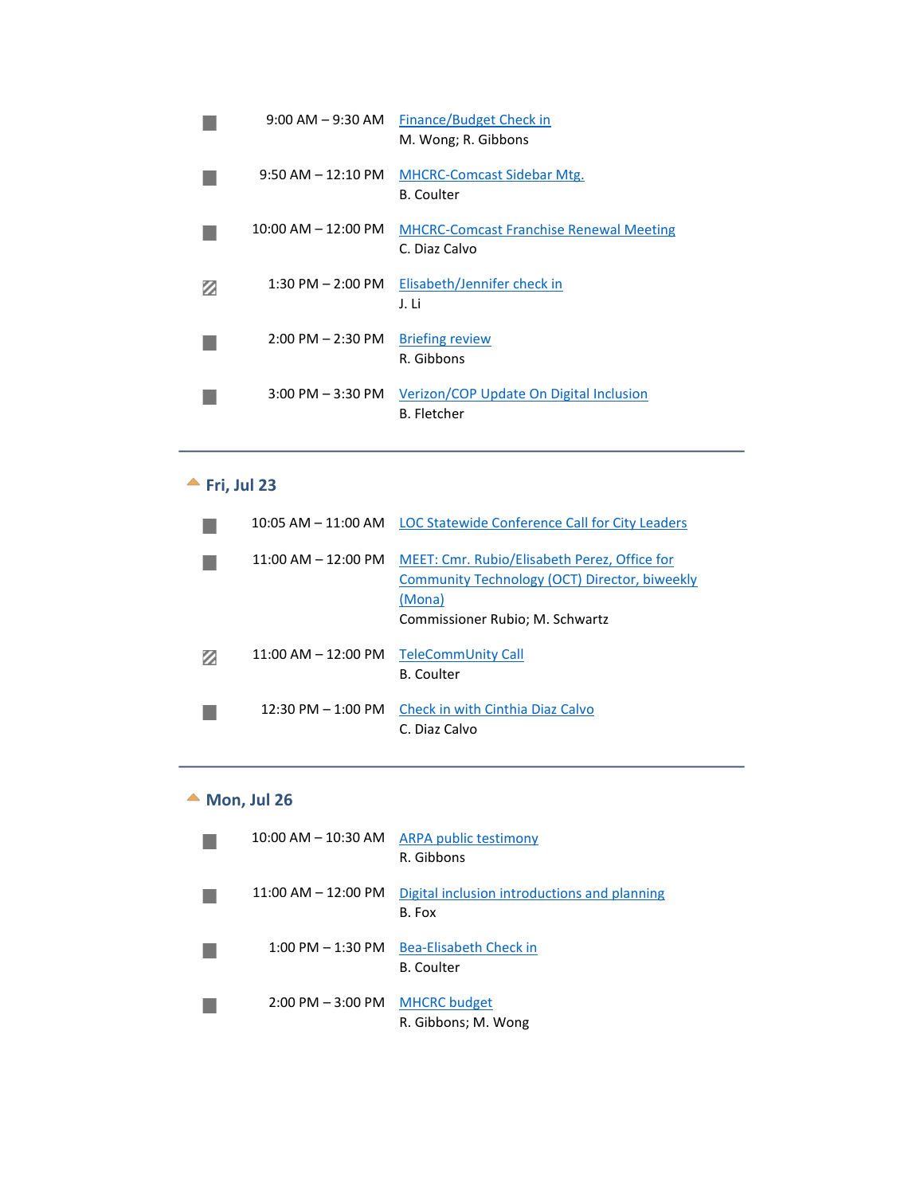| Time | Event |
|---|---|
| 9:00 AM – 9:30 AM | Finance/Budget Check in<br>M. Wong; R. Gibbons |
| 9:50 AM – 12:10 PM | MHCRC-Comcast Sidebar Mtg.<br>B. Coulter |
| 10:00 AM – 12:00 PM | MHCRC-Comcast Franchise Renewal Meeting<br>C. Diaz Calvo |
| 1:30 PM – 2:00 PM | Elisabeth/Jennifer check in<br>J. Li |
| 2:00 PM – 2:30 PM | Briefing review<br>R. Gibbons |
| 3:00 PM – 3:30 PM | Verizon/COP Update On Digital Inclusion<br>B. Fletcher |

---

## Fri, Jul 23

| Time | Event |
|---|---|
| 10:05 AM – 11:00 AM | LOC Statewide Conference Call for City Leaders |
| 11:00 AM – 12:00 PM | MEET: Cmr. Rubio/Elisabeth Perez, Office for Community Technology (OCT) Director, biweekly (Mona)<br>Commissioner Rubio; M. Schwartz |
| 11:00 AM – 12:00 PM | TeleCommUnity Call<br>B. Coulter |
| 12:30 PM – 1:00 PM | Check in with Cinthia Diaz Calvo<br>C. Diaz Calvo |

---

## Mon, Jul 26

| Time | Event |
|---|---|
| 10:00 AM – 10:30 AM | ARPA public testimony<br>R. Gibbons |
| 11:00 AM – 12:00 PM | Digital inclusion introductions and planning<br>B. Fox |
| 1:00 PM – 1:30 PM | Bea-Elisabeth Check in<br>B. Coulter |
| 2:00 PM – 3:00 PM | MHCRC budget<br>R. Gibbons; M. Wong |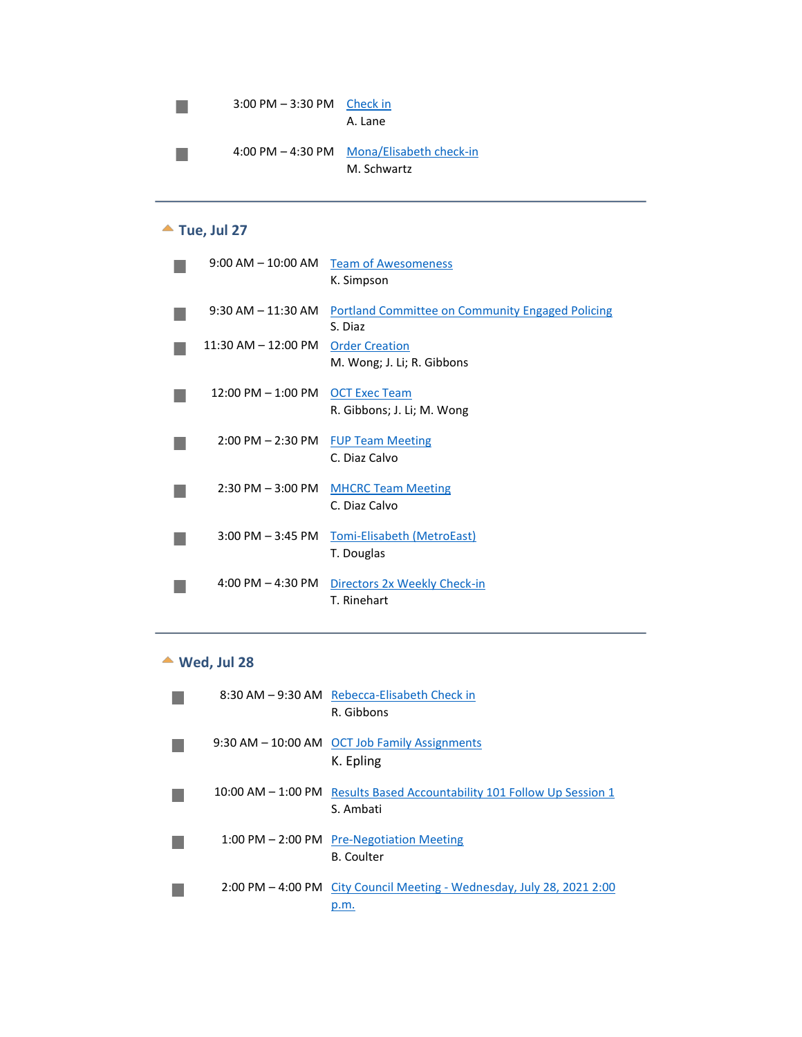- 3:00 PM – 3:30 PM  Check in
  A. Lane

- 4:00 PM – 4:30 PM  Mona/Elisabeth check-in
  M. Schwartz

---

## Tue, Jul 27

- 9:00 AM – 10:00 AM  Team of Awesomeness
  K. Simpson

- 9:30 AM – 11:30 AM  Portland Committee on Community Engaged Policing
  S. Diaz

- 11:30 AM – 12:00 PM  Order Creation
  M. Wong; J. Li; R. Gibbons

- 12:00 PM – 1:00 PM  OCT Exec Team
  R. Gibbons; J. Li; M. Wong

- 2:00 PM – 2:30 PM  FUP Team Meeting
  C. Diaz Calvo

- 2:30 PM – 3:00 PM  MHCRC Team Meeting
  C. Diaz Calvo

- 3:00 PM – 3:45 PM  Tomi-Elisabeth (MetroEast)
  T. Douglas

- 4:00 PM – 4:30 PM  Directors 2x Weekly Check-in
  T. Rinehart

---

## Wed, Jul 28

- 8:30 AM – 9:30 AM  Rebecca-Elisabeth Check in
  R. Gibbons

- 9:30 AM – 10:00 AM  OCT Job Family Assignments
  K. Epling

- 10:00 AM – 1:00 PM  Results Based Accountability 101 Follow Up Session 1
  S. Ambati

- 1:00 PM – 2:00 PM  Pre-Negotiation Meeting
  B. Coulter

- 2:00 PM – 4:00 PM  City Council Meeting - Wednesday, July 28, 2021 2:00 p.m.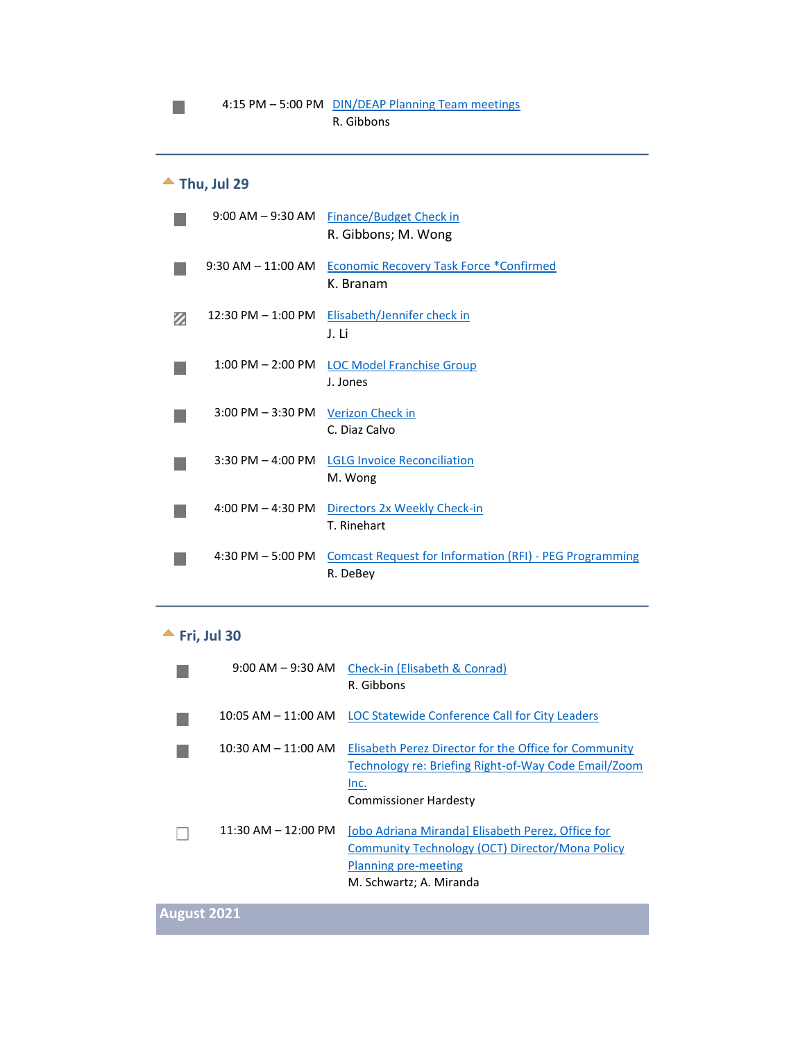4:15 PM – 5:00 PM DIN/DEAP Planning Team meetings
R. Gibbons

---

## Thu, Jul 29

9:00 AM – 9:30 AM Finance/Budget Check in
R. Gibbons; M. Wong

9:30 AM – 11:00 AM Economic Recovery Task Force *Confirmed
K. Branam

12:30 PM – 1:00 PM Elisabeth/Jennifer check in
J. Li

1:00 PM – 2:00 PM LOC Model Franchise Group
J. Jones

3:00 PM – 3:30 PM Verizon Check in
C. Diaz Calvo

3:30 PM – 4:00 PM LGLG Invoice Reconciliation
M. Wong

4:00 PM – 4:30 PM Directors 2x Weekly Check-in
T. Rinehart

4:30 PM – 5:00 PM Comcast Request for Information (RFI) - PEG Programming
R. DeBey

---

## Fri, Jul 30

9:00 AM – 9:30 AM Check-in (Elisabeth & Conrad)
R. Gibbons

10:05 AM – 11:00 AM LOC Statewide Conference Call for City Leaders

10:30 AM – 11:00 AM Elisabeth Perez Director for the Office for Community Technology re: Briefing Right-of-Way Code Email/Zoom Inc.
Commissioner Hardesty

11:30 AM – 12:00 PM [obo Adriana Miranda] Elisabeth Perez, Office for Community Technology (OCT) Director/Mona Policy Planning pre-meeting
M. Schwartz; A. Miranda

## August 2021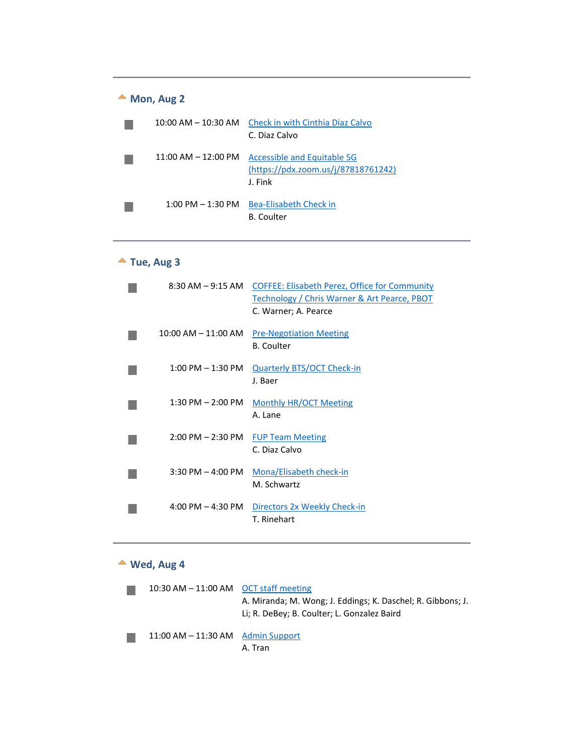---

## Mon, Aug 2

- **10:00 AM – 10:30 AM** Check in with Cinthia Diaz Calvo
  C. Diaz Calvo

- **11:00 AM – 12:00 PM** Accessible and Equitable 5G (https://pdx.zoom.us/j/87818761242)
  J. Fink

- **1:00 PM – 1:30 PM** Bea-Elisabeth Check in
  B. Coulter

---

## Tue, Aug 3

- **8:30 AM – 9:15 AM** COFFEE: Elisabeth Perez, Office for Community Technology / Chris Warner & Art Pearce, PBOT
  C. Warner; A. Pearce

- **10:00 AM – 11:00 AM** Pre-Negotiation Meeting
  B. Coulter

- **1:00 PM – 1:30 PM** Quarterly BTS/OCT Check-in
  J. Baer

- **1:30 PM – 2:00 PM** Monthly HR/OCT Meeting
  A. Lane

- **2:00 PM – 2:30 PM** FUP Team Meeting
  C. Diaz Calvo

- **3:30 PM – 4:00 PM** Mona/Elisabeth check-in
  M. Schwartz

- **4:00 PM – 4:30 PM** Directors 2x Weekly Check-in
  T. Rinehart

---

## Wed, Aug 4

- **10:30 AM – 11:00 AM** OCT staff meeting
  A. Miranda; M. Wong; J. Eddings; K. Daschel; R. Gibbons; J. Li; R. DeBey; B. Coulter; L. Gonzalez Baird

- **11:00 AM – 11:30 AM** Admin Support
  A. Tran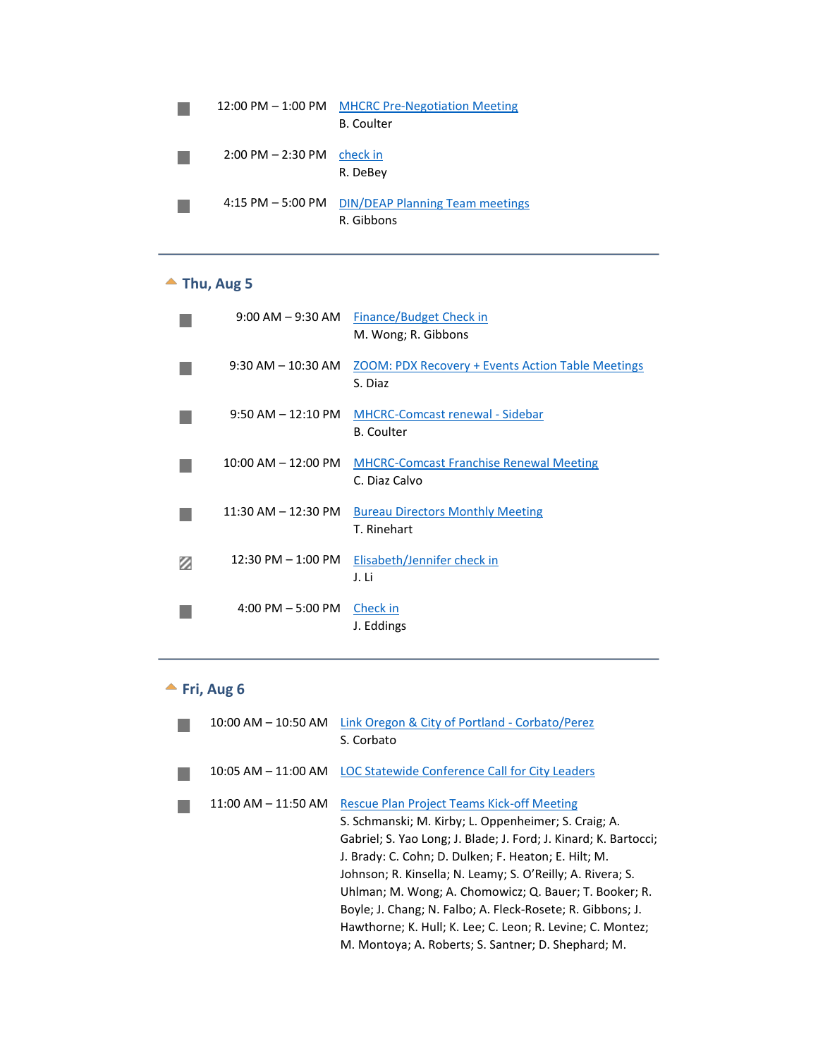- 12:00 PM – 1:00 PM  MHCRC Pre-Negotiation Meeting
  B. Coulter

- 2:00 PM – 2:30 PM  check in
  R. DeBey

- 4:15 PM – 5:00 PM  DIN/DEAP Planning Team meetings
  R. Gibbons

---

## Thu, Aug 5

- 9:00 AM – 9:30 AM  Finance/Budget Check in
  M. Wong; R. Gibbons

- 9:30 AM – 10:30 AM  ZOOM: PDX Recovery + Events Action Table Meetings
  S. Diaz

- 9:50 AM – 12:10 PM  MHCRC-Comcast renewal - Sidebar
  B. Coulter

- 10:00 AM – 12:00 PM  MHCRC-Comcast Franchise Renewal Meeting
  C. Diaz Calvo

- 11:30 AM – 12:30 PM  Bureau Directors Monthly Meeting
  T. Rinehart

- 12:30 PM – 1:00 PM  Elisabeth/Jennifer check in
  J. Li

- 4:00 PM – 5:00 PM  Check in
  J. Eddings

---

## Fri, Aug 6

- 10:00 AM – 10:50 AM  Link Oregon & City of Portland - Corbato/Perez
  S. Corbato

- 10:05 AM – 11:00 AM  LOC Statewide Conference Call for City Leaders

- 11:00 AM – 11:50 AM  Rescue Plan Project Teams Kick-off Meeting
  S. Schmanski; M. Kirby; L. Oppenheimer; S. Craig; A. Gabriel; S. Yao Long; J. Blade; J. Ford; J. Kinard; K. Bartocci; J. Brady: C. Cohn; D. Dulken; F. Heaton; E. Hilt; M. Johnson; R. Kinsella; N. Leamy; S. O'Reilly; A. Rivera; S. Uhlman; M. Wong; A. Chomowicz; Q. Bauer; T. Booker; R. Boyle; J. Chang; N. Falbo; A. Fleck-Rosete; R. Gibbons; J. Hawthorne; K. Hull; K. Lee; C. Leon; R. Levine; C. Montez; M. Montoya; A. Roberts; S. Santner; D. Shephard; M.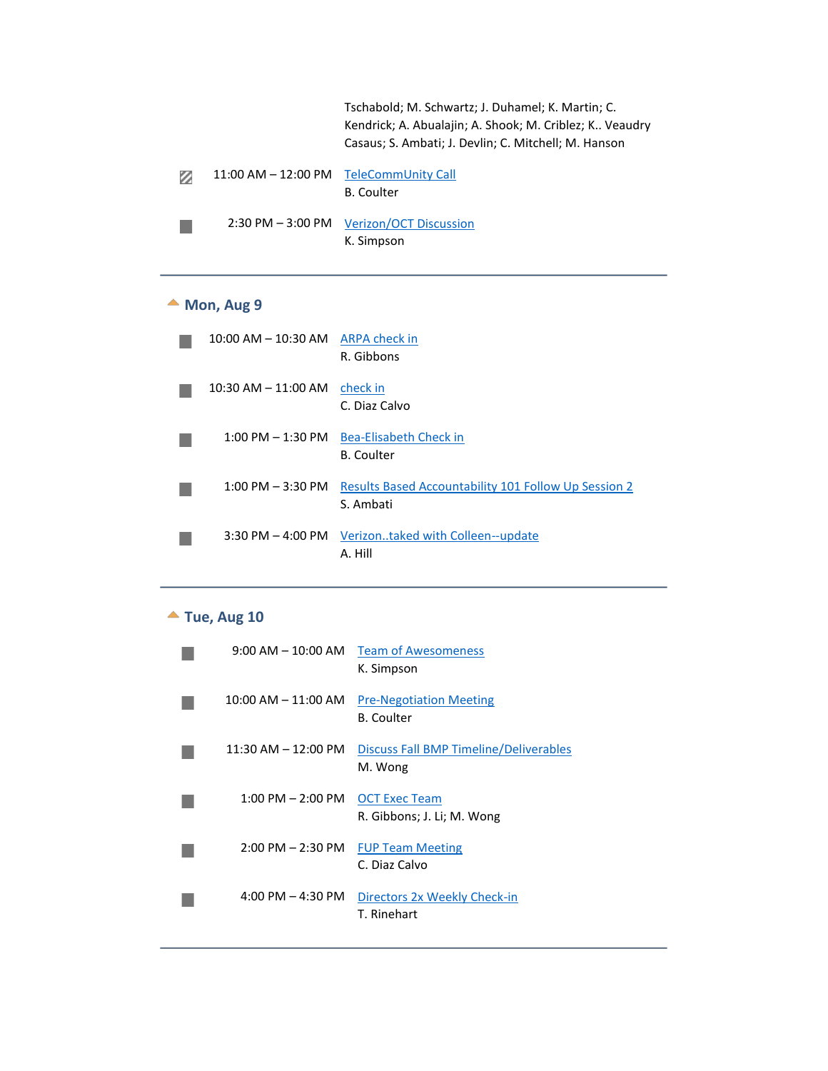Tschabold; M. Schwartz; J. Duhamel; K. Martin; C. Kendrick; A. Abualajin; A. Shook; M. Criblez; K.. Veaudry Casaus; S. Ambati; J. Devlin; C. Mitchell; M. Hanson

| | | |
|---|---|---|
| ▨ | 11:00 AM – 12:00 PM | TeleCommUnity Call<br>B. Coulter |
| ■ | 2:30 PM – 3:00 PM | Verizon/OCT Discussion<br>K. Simpson |

---

## Mon, Aug 9

| | | |
|---|---|---|
| ■ | 10:00 AM – 10:30 AM | ARPA check in<br>R. Gibbons |
| ■ | 10:30 AM – 11:00 AM | check in<br>C. Diaz Calvo |
| ■ | 1:00 PM – 1:30 PM | Bea-Elisabeth Check in<br>B. Coulter |
| ■ | 1:00 PM – 3:30 PM | Results Based Accountability 101 Follow Up Session 2<br>S. Ambati |
| ■ | 3:30 PM – 4:00 PM | Verizon..taked with Colleen--update<br>A. Hill |

---

## Tue, Aug 10

| | | |
|---|---|---|
| ■ | 9:00 AM – 10:00 AM | Team of Awesomeness<br>K. Simpson |
| ■ | 10:00 AM – 11:00 AM | Pre-Negotiation Meeting<br>B. Coulter |
| ■ | 11:30 AM – 12:00 PM | Discuss Fall BMP Timeline/Deliverables<br>M. Wong |
| ■ | 1:00 PM – 2:00 PM | OCT Exec Team<br>R. Gibbons; J. Li; M. Wong |
| ■ | 2:00 PM – 2:30 PM | FUP Team Meeting<br>C. Diaz Calvo |
| ■ | 4:00 PM – 4:30 PM | Directors 2x Weekly Check-in<br>T. Rinehart |

---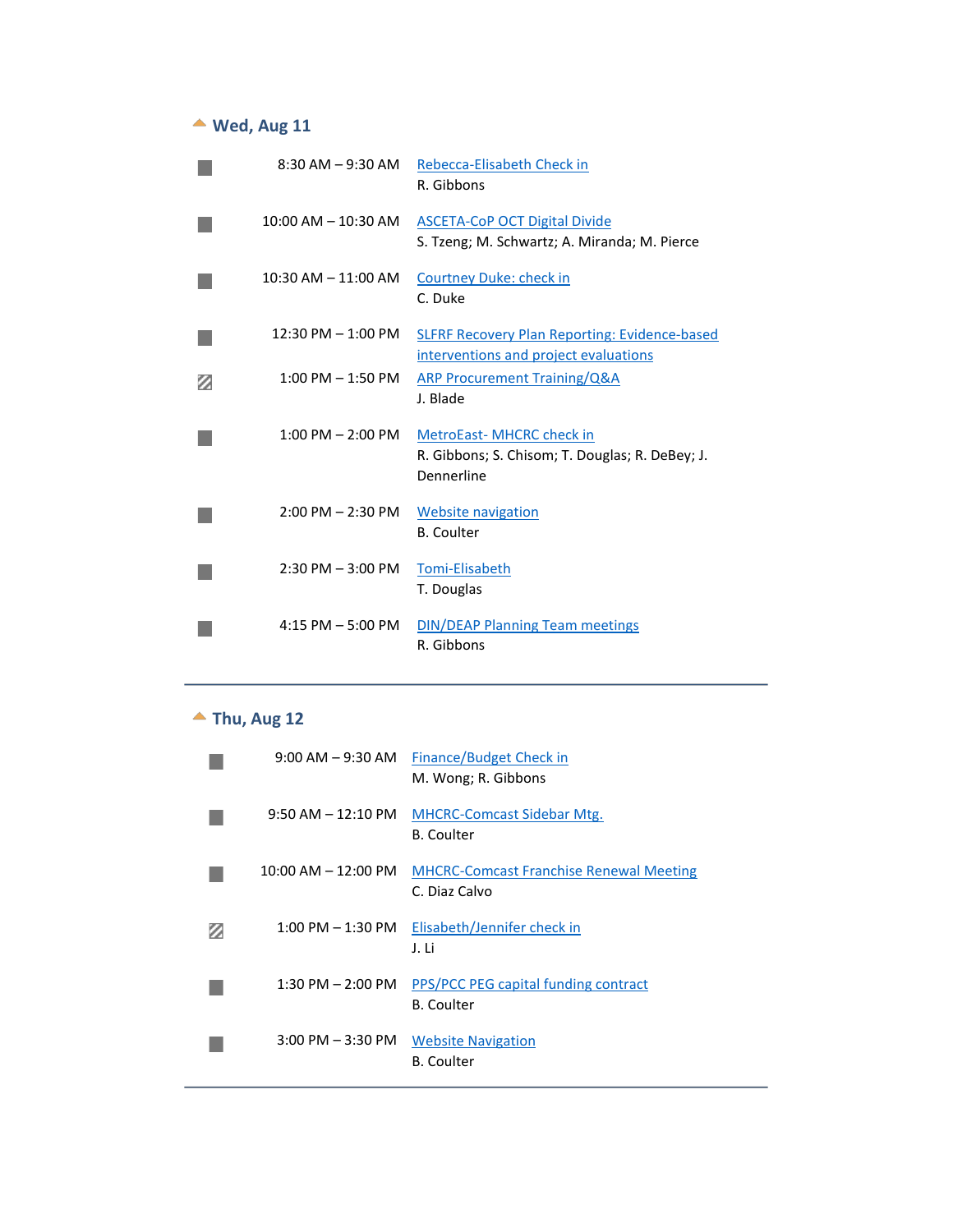## Wed, Aug 11

| | Time | Event |
|---|---|---|
| ■ | 8:30 AM – 9:30 AM | Rebecca-Elisabeth Check in<br>R. Gibbons |
| ■ | 10:00 AM – 10:30 AM | ASCETA-CoP OCT Digital Divide<br>S. Tzeng; M. Schwartz; A. Miranda; M. Pierce |
| ■ | 10:30 AM – 11:00 AM | Courtney Duke: check in<br>C. Duke |
| ■ | 12:30 PM – 1:00 PM | SLFRF Recovery Plan Reporting: Evidence-based interventions and project evaluations |
| ▨ | 1:00 PM – 1:50 PM | ARP Procurement Training/Q&A<br>J. Blade |
| ■ | 1:00 PM – 2:00 PM | MetroEast- MHCRC check in<br>R. Gibbons; S. Chisom; T. Douglas; R. DeBey; J. Dennerline |
| ■ | 2:00 PM – 2:30 PM | Website navigation<br>B. Coulter |
| ■ | 2:30 PM – 3:00 PM | Tomi-Elisabeth<br>T. Douglas |
| ■ | 4:15 PM – 5:00 PM | DIN/DEAP Planning Team meetings<br>R. Gibbons |

## Thu, Aug 12

| | Time | Event |
|---|---|---|
| ■ | 9:00 AM – 9:30 AM | Finance/Budget Check in<br>M. Wong; R. Gibbons |
| ■ | 9:50 AM – 12:10 PM | MHCRC-Comcast Sidebar Mtg.<br>B. Coulter |
| ■ | 10:00 AM – 12:00 PM | MHCRC-Comcast Franchise Renewal Meeting<br>C. Diaz Calvo |
| ▨ | 1:00 PM – 1:30 PM | Elisabeth/Jennifer check in<br>J. Li |
| ■ | 1:30 PM – 2:00 PM | PPS/PCC PEG capital funding contract<br>B. Coulter |
| ■ | 3:00 PM – 3:30 PM | Website Navigation<br>B. Coulter |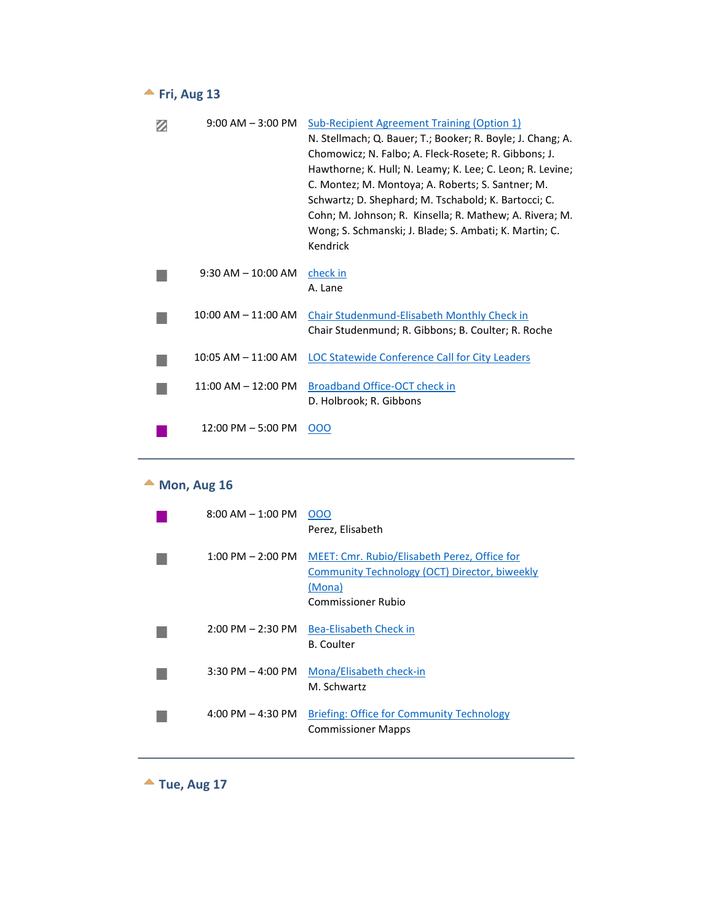## Fri, Aug 13

**9:00 AM – 3:00 PM** Sub-Recipient Agreement Training (Option 1)
N. Stellmach; Q. Bauer; T.; Booker; R. Boyle; J. Chang; A. Chomowicz; N. Falbo; A. Fleck-Rosete; R. Gibbons; J. Hawthorne; K. Hull; N. Leamy; K. Lee; C. Leon; R. Levine; C. Montez; M. Montoya; A. Roberts; S. Santner; M. Schwartz; D. Shephard; M. Tschabold; K. Bartocci; C. Cohn; M. Johnson; R. Kinsella; R. Mathew; A. Rivera; M. Wong; S. Schmanski; J. Blade; S. Ambati; K. Martin; C. Kendrick

**9:30 AM – 10:00 AM** check in
A. Lane

**10:00 AM – 11:00 AM** Chair Studenmund-Elisabeth Monthly Check in
Chair Studenmund; R. Gibbons; B. Coulter; R. Roche

**10:05 AM – 11:00 AM** LOC Statewide Conference Call for City Leaders

**11:00 AM – 12:00 PM** Broadband Office-OCT check in
D. Holbrook; R. Gibbons

**12:00 PM – 5:00 PM** OOO

---

## Mon, Aug 16

**8:00 AM – 1:00 PM** OOO
Perez, Elisabeth

**1:00 PM – 2:00 PM** MEET: Cmr. Rubio/Elisabeth Perez, Office for Community Technology (OCT) Director, biweekly (Mona)
Commissioner Rubio

**2:00 PM – 2:30 PM** Bea-Elisabeth Check in
B. Coulter

**3:30 PM – 4:00 PM** Mona/Elisabeth check-in
M. Schwartz

**4:00 PM – 4:30 PM** Briefing: Office for Community Technology
Commissioner Mapps

---

## Tue, Aug 17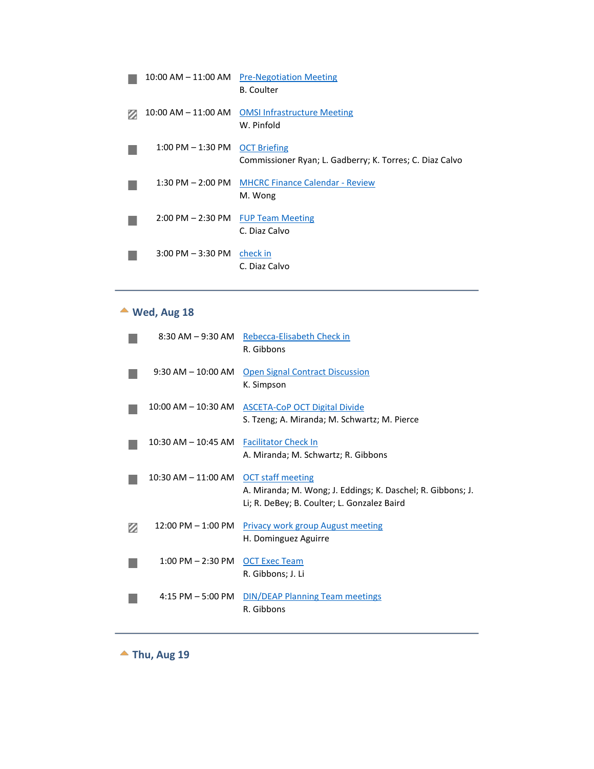10:00 AM – 11:00 AM  Pre-Negotiation Meeting
B. Coulter

10:00 AM – 11:00 AM  OMSI Infrastructure Meeting
W. Pinfold

1:00 PM – 1:30 PM  OCT Briefing
Commissioner Ryan; L. Gadberry; K. Torres; C. Diaz Calvo

1:30 PM – 2:00 PM  MHCRC Finance Calendar - Review
M. Wong

2:00 PM – 2:30 PM  FUP Team Meeting
C. Diaz Calvo

3:00 PM – 3:30 PM  check in
C. Diaz Calvo

---

## Wed, Aug 18

8:30 AM – 9:30 AM  Rebecca-Elisabeth Check in
R. Gibbons

9:30 AM – 10:00 AM  Open Signal Contract Discussion
K. Simpson

10:00 AM – 10:30 AM  ASCETA-CoP OCT Digital Divide
S. Tzeng; A. Miranda; M. Schwartz; M. Pierce

10:30 AM – 10:45 AM  Facilitator Check In
A. Miranda; M. Schwartz; R. Gibbons

10:30 AM – 11:00 AM  OCT staff meeting
A. Miranda; M. Wong; J. Eddings; K. Daschel; R. Gibbons; J. Li; R. DeBey; B. Coulter; L. Gonzalez Baird

12:00 PM – 1:00 PM  Privacy work group August meeting
H. Dominguez Aguirre

1:00 PM – 2:30 PM  OCT Exec Team
R. Gibbons; J. Li

4:15 PM – 5:00 PM  DIN/DEAP Planning Team meetings
R. Gibbons

---

## Thu, Aug 19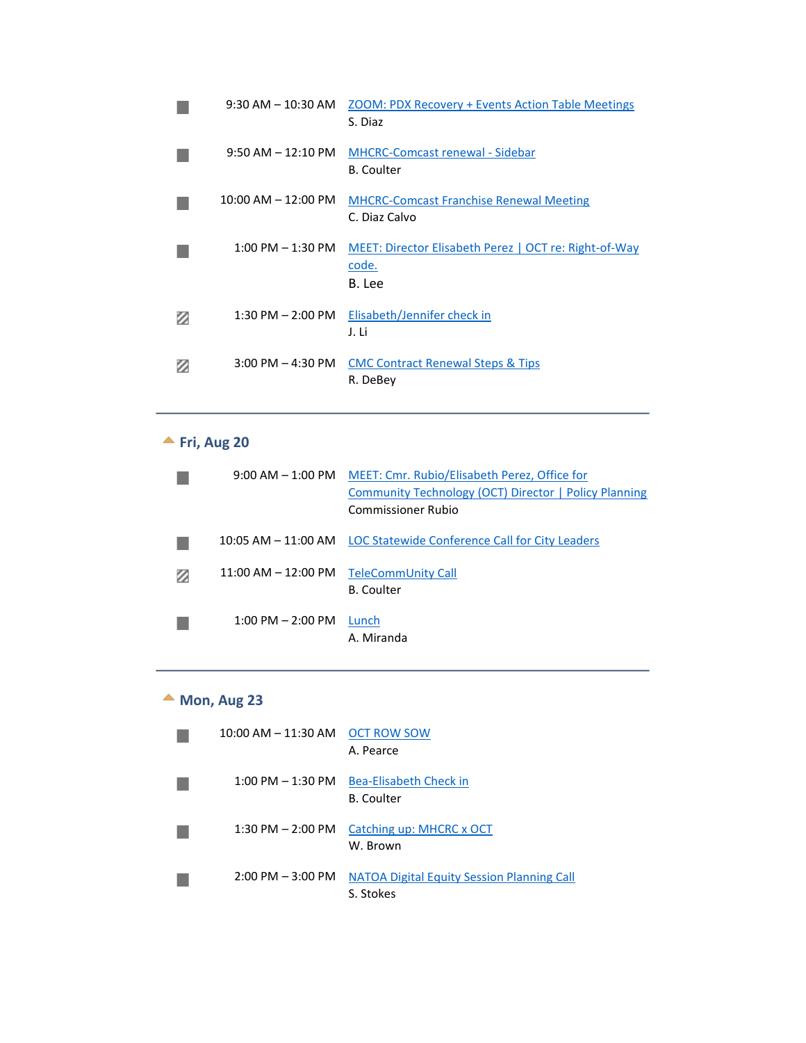| | | |
|---|---|---|
| ■ | 9:30 AM – 10:30 AM | ZOOM: PDX Recovery + Events Action Table Meetings<br>S. Diaz |
| ■ | 9:50 AM – 12:10 PM | MHCRC-Comcast renewal - Sidebar<br>B. Coulter |
| ■ | 10:00 AM – 12:00 PM | MHCRC-Comcast Franchise Renewal Meeting<br>C. Diaz Calvo |
| ■ | 1:00 PM – 1:30 PM | MEET: Director Elisabeth Perez \| OCT re: Right-of-Way code.<br>B. Lee |
| ▨ | 1:30 PM – 2:00 PM | Elisabeth/Jennifer check in<br>J. Li |
| ▨ | 3:00 PM – 4:30 PM | CMC Contract Renewal Steps & Tips<br>R. DeBey |

## Fri, Aug 20

| | | |
|---|---|---|
| ■ | 9:00 AM – 1:00 PM | MEET: Cmr. Rubio/Elisabeth Perez, Office for Community Technology (OCT) Director \| Policy Planning<br>Commissioner Rubio |
| ■ | 10:05 AM – 11:00 AM | LOC Statewide Conference Call for City Leaders |
| ▨ | 11:00 AM – 12:00 PM | TeleCommUnity Call<br>B. Coulter |
| ■ | 1:00 PM – 2:00 PM | Lunch<br>A. Miranda |

## Mon, Aug 23

| | | |
|---|---|---|
| ■ | 10:00 AM – 11:30 AM | OCT ROW SOW<br>A. Pearce |
| ■ | 1:00 PM – 1:30 PM | Bea-Elisabeth Check in<br>B. Coulter |
| ■ | 1:30 PM – 2:00 PM | Catching up: MHCRC x OCT<br>W. Brown |
| ■ | 2:00 PM – 3:00 PM | NATOA Digital Equity Session Planning Call<br>S. Stokes |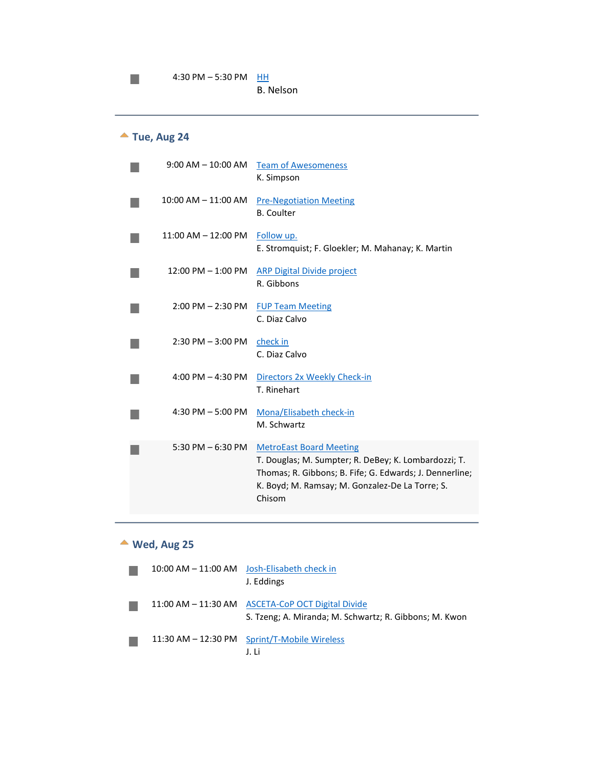4:30 PM – 5:30 PM [HH]
B. Nelson

---

## Tue, Aug 24

9:00 AM – 10:00 AM [Team of Awesomeness]
K. Simpson

10:00 AM – 11:00 AM [Pre-Negotiation Meeting]
B. Coulter

11:00 AM – 12:00 PM [Follow up.]
E. Stromquist; F. Gloekler; M. Mahanay; K. Martin

12:00 PM – 1:00 PM [ARP Digital Divide project]
R. Gibbons

2:00 PM – 2:30 PM [FUP Team Meeting]
C. Diaz Calvo

2:30 PM – 3:00 PM [check in]
C. Diaz Calvo

4:00 PM – 4:30 PM [Directors 2x Weekly Check-in]
T. Rinehart

4:30 PM – 5:00 PM [Mona/Elisabeth check-in]
M. Schwartz

5:30 PM – 6:30 PM [MetroEast Board Meeting]
T. Douglas; M. Sumpter; R. DeBey; K. Lombardozzi; T. Thomas; R. Gibbons; B. Fife; G. Edwards; J. Dennerline; K. Boyd; M. Ramsay; M. Gonzalez-De La Torre; S. Chisom

---

## Wed, Aug 25

10:00 AM – 11:00 AM [Josh-Elisabeth check in]
J. Eddings

11:00 AM – 11:30 AM [ASCETA-CoP OCT Digital Divide]
S. Tzeng; A. Miranda; M. Schwartz; R. Gibbons; M. Kwon

11:30 AM – 12:30 PM [Sprint/T-Mobile Wireless]
J. Li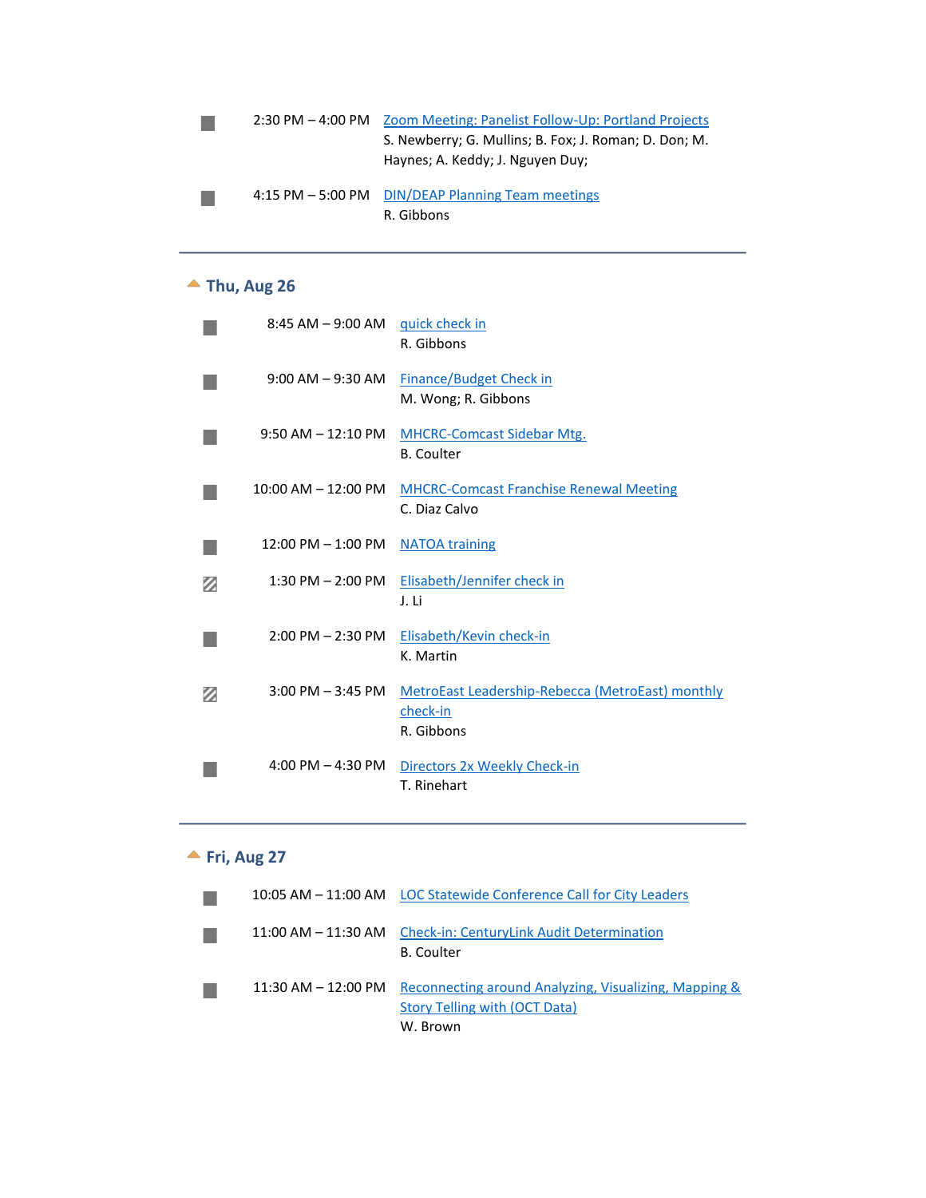2:30 PM – 4:00 PM Zoom Meeting: Panelist Follow-Up: Portland Projects
S. Newberry; G. Mullins; B. Fox; J. Roman; D. Don; M. Haynes; A. Keddy; J. Nguyen Duy;

4:15 PM – 5:00 PM DIN/DEAP Planning Team meetings
R. Gibbons

---

## Thu, Aug 26

8:45 AM – 9:00 AM quick check in
R. Gibbons

9:00 AM – 9:30 AM Finance/Budget Check in
M. Wong; R. Gibbons

9:50 AM – 12:10 PM MHCRC-Comcast Sidebar Mtg.
B. Coulter

10:00 AM – 12:00 PM MHCRC-Comcast Franchise Renewal Meeting
C. Diaz Calvo

12:00 PM – 1:00 PM NATOA training

1:30 PM – 2:00 PM Elisabeth/Jennifer check in
J. Li

2:00 PM – 2:30 PM Elisabeth/Kevin check-in
K. Martin

3:00 PM – 3:45 PM MetroEast Leadership-Rebecca (MetroEast) monthly check-in
R. Gibbons

4:00 PM – 4:30 PM Directors 2x Weekly Check-in
T. Rinehart

---

## Fri, Aug 27

10:05 AM – 11:00 AM LOC Statewide Conference Call for City Leaders

11:00 AM – 11:30 AM Check-in: CenturyLink Audit Determination
B. Coulter

11:30 AM – 12:00 PM Reconnecting around Analyzing, Visualizing, Mapping & Story Telling with (OCT Data)
W. Brown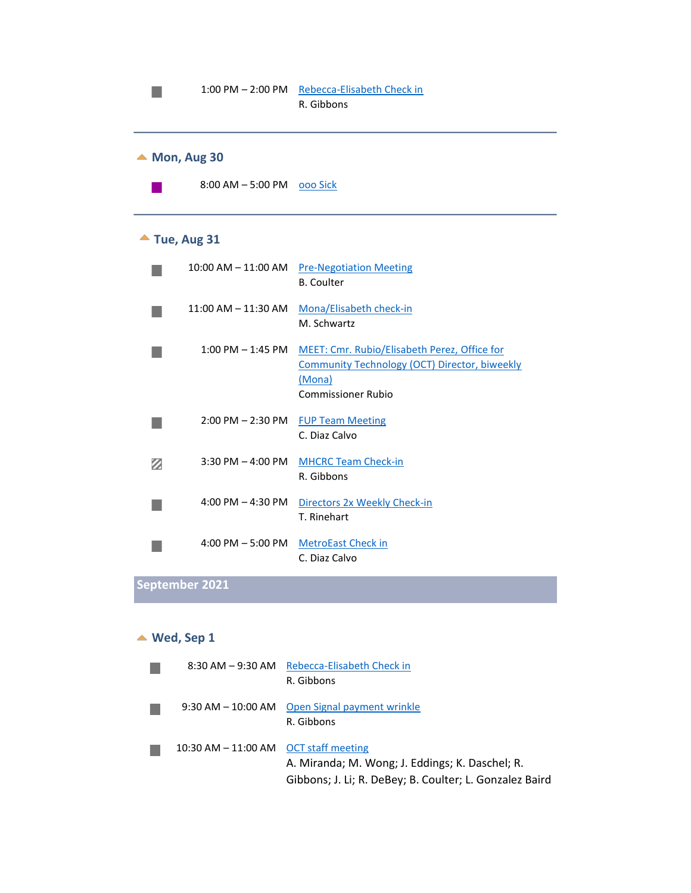1:00 PM – 2:00 PM Rebecca-Elisabeth Check in
R. Gibbons

---

### Mon, Aug 30

8:00 AM – 5:00 PM ooo Sick

---

### Tue, Aug 31

10:00 AM – 11:00 AM Pre-Negotiation Meeting
B. Coulter

11:00 AM – 11:30 AM Mona/Elisabeth check-in
M. Schwartz

1:00 PM – 1:45 PM MEET: Cmr. Rubio/Elisabeth Perez, Office for Community Technology (OCT) Director, biweekly (Mona)
Commissioner Rubio

2:00 PM – 2:30 PM FUP Team Meeting
C. Diaz Calvo

3:30 PM – 4:00 PM MHCRC Team Check-in
R. Gibbons

4:00 PM – 4:30 PM Directors 2x Weekly Check-in
T. Rinehart

4:00 PM – 5:00 PM MetroEast Check in
C. Diaz Calvo

## September 2021

### Wed, Sep 1

8:30 AM – 9:30 AM Rebecca-Elisabeth Check in
R. Gibbons

9:30 AM – 10:00 AM Open Signal payment wrinkle
R. Gibbons

10:30 AM – 11:00 AM OCT staff meeting
A. Miranda; M. Wong; J. Eddings; K. Daschel; R. Gibbons; J. Li; R. DeBey; B. Coulter; L. Gonzalez Baird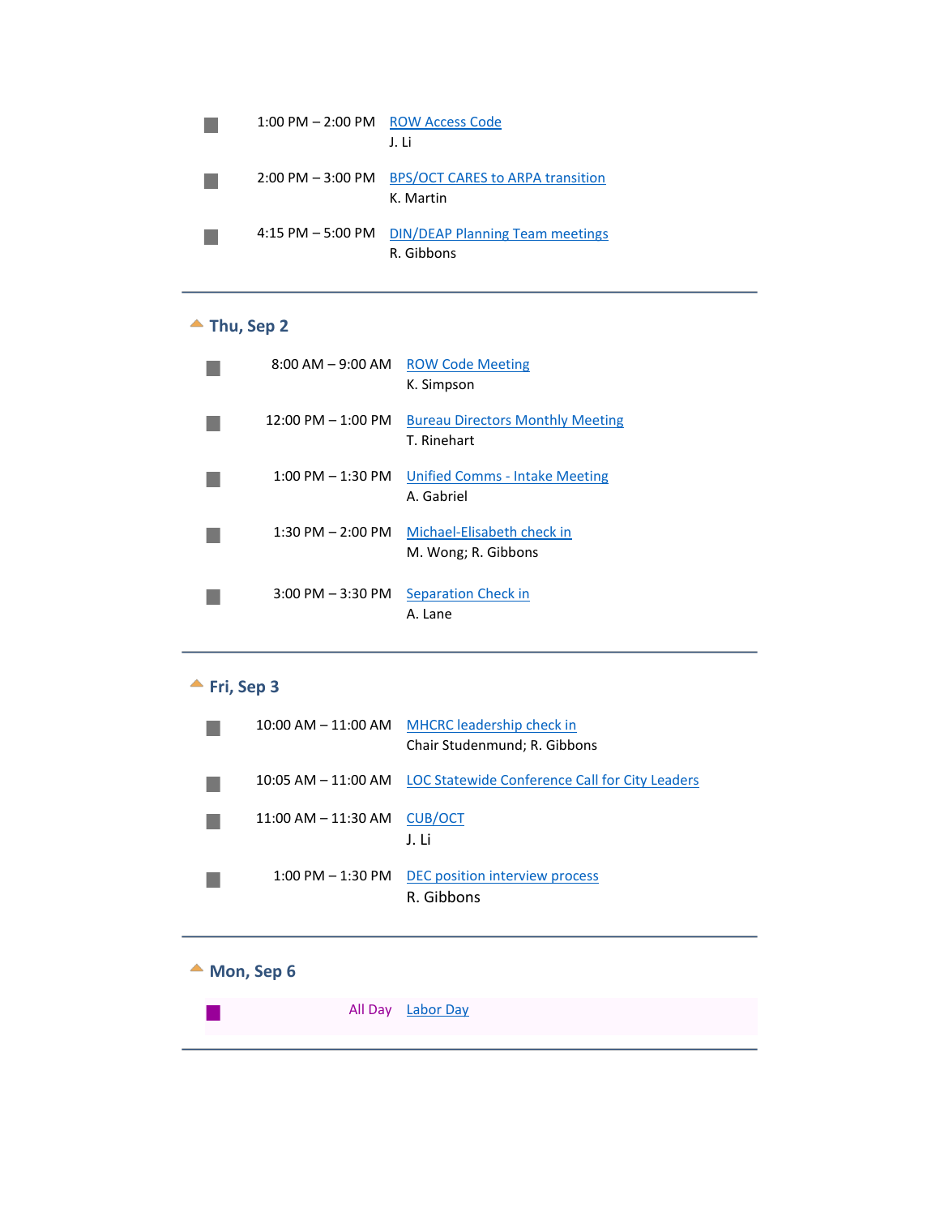1:00 PM – 2:00 PM ROW Access Code
J. Li

2:00 PM – 3:00 PM BPS/OCT CARES to ARPA transition
K. Martin

4:15 PM – 5:00 PM DIN/DEAP Planning Team meetings
R. Gibbons

---

## Thu, Sep 2

8:00 AM – 9:00 AM ROW Code Meeting
K. Simpson

12:00 PM – 1:00 PM Bureau Directors Monthly Meeting
T. Rinehart

1:00 PM – 1:30 PM Unified Comms - Intake Meeting
A. Gabriel

1:30 PM – 2:00 PM Michael-Elisabeth check in
M. Wong; R. Gibbons

3:00 PM – 3:30 PM Separation Check in
A. Lane

---

## Fri, Sep 3

10:00 AM – 11:00 AM MHCRC leadership check in
Chair Studenmund; R. Gibbons

10:05 AM – 11:00 AM LOC Statewide Conference Call for City Leaders

11:00 AM – 11:30 AM CUB/OCT
J. Li

1:00 PM – 1:30 PM DEC position interview process
R. Gibbons

---

## Mon, Sep 6

All Day Labor Day

---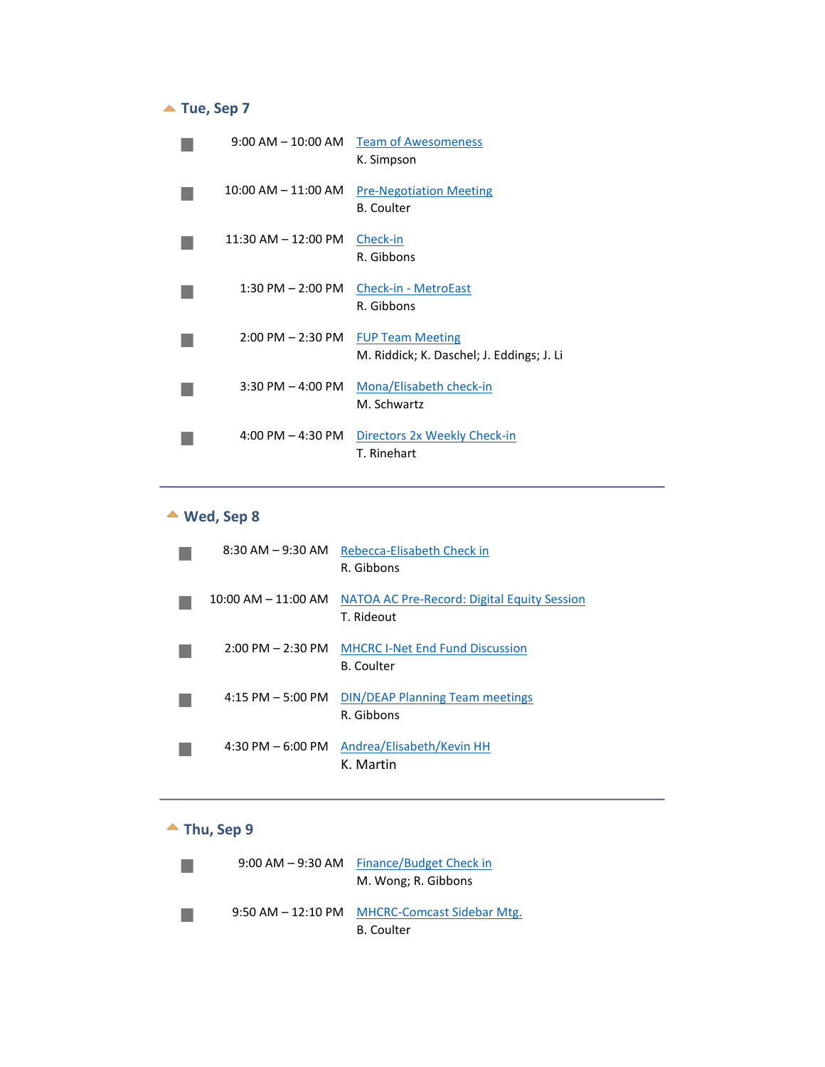## Tue, Sep 7

- 9:00 AM – 10:00 AM Team of Awesomeness
  K. Simpson
- 10:00 AM – 11:00 AM Pre-Negotiation Meeting
  B. Coulter
- 11:30 AM – 12:00 PM Check-in
  R. Gibbons
- 1:30 PM – 2:00 PM Check-in - MetroEast
  R. Gibbons
- 2:00 PM – 2:30 PM FUP Team Meeting
  M. Riddick; K. Daschel; J. Eddings; J. Li
- 3:30 PM – 4:00 PM Mona/Elisabeth check-in
  M. Schwartz
- 4:00 PM – 4:30 PM Directors 2x Weekly Check-in
  T. Rinehart

---

## Wed, Sep 8

- 8:30 AM – 9:30 AM Rebecca-Elisabeth Check in
  R. Gibbons
- 10:00 AM – 11:00 AM NATOA AC Pre-Record: Digital Equity Session
  T. Rideout
- 2:00 PM – 2:30 PM MHCRC I-Net End Fund Discussion
  B. Coulter
- 4:15 PM – 5:00 PM DIN/DEAP Planning Team meetings
  R. Gibbons
- 4:30 PM – 6:00 PM Andrea/Elisabeth/Kevin HH
  K. Martin

---

## Thu, Sep 9

- 9:00 AM – 9:30 AM Finance/Budget Check in
  M. Wong; R. Gibbons
- 9:50 AM – 12:10 PM MHCRC-Comcast Sidebar Mtg.
  B. Coulter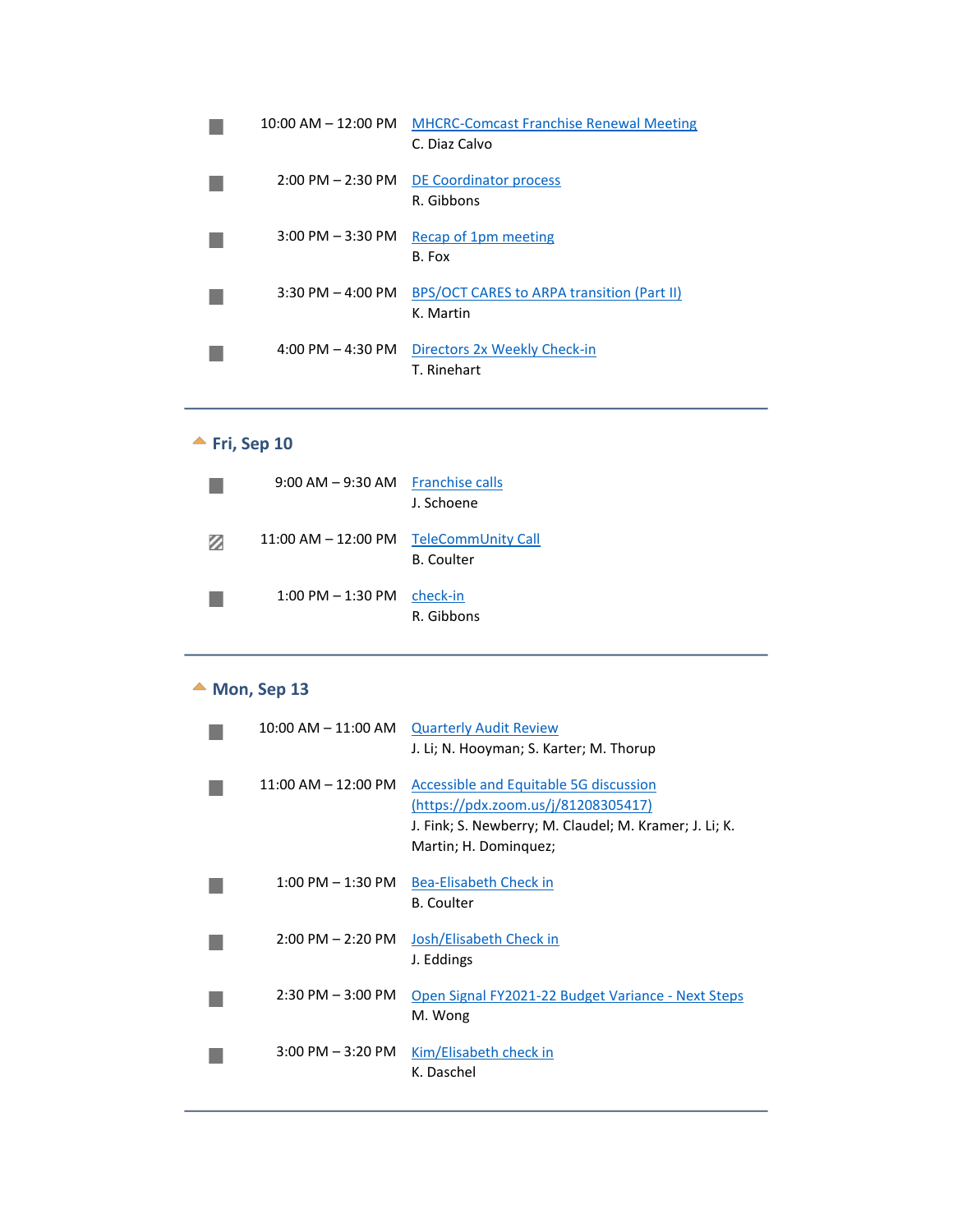■ 10:00 AM – 12:00 PM [MHCRC-Comcast Franchise Renewal Meeting](#)
C. Diaz Calvo

■ 2:00 PM – 2:30 PM [DE Coordinator process](#)
R. Gibbons

■ 3:00 PM – 3:30 PM [Recap of 1pm meeting](#)
B. Fox

■ 3:30 PM – 4:00 PM [BPS/OCT CARES to ARPA transition (Part II)](#)
K. Martin

■ 4:00 PM – 4:30 PM [Directors 2x Weekly Check-in](#)
T. Rinehart

---

## Fri, Sep 10

■ 9:00 AM – 9:30 AM [Franchise calls](#)
J. Schoene

▨ 11:00 AM – 12:00 PM [TeleCommUnity Call](#)
B. Coulter

■ 1:00 PM – 1:30 PM [check-in](#)
R. Gibbons

---

## Mon, Sep 13

■ 10:00 AM – 11:00 AM [Quarterly Audit Review](#)
J. Li; N. Hooyman; S. Karter; M. Thorup

■ 11:00 AM – 12:00 PM [Accessible and Equitable 5G discussion (https://pdx.zoom.us/j/81208305417)](#)
J. Fink; S. Newberry; M. Claudel; M. Kramer; J. Li; K. Martin; H. Dominquez;

■ 1:00 PM – 1:30 PM [Bea-Elisabeth Check in](#)
B. Coulter

■ 2:00 PM – 2:20 PM [Josh/Elisabeth Check in](#)
J. Eddings

■ 2:30 PM – 3:00 PM [Open Signal FY2021-22 Budget Variance - Next Steps](#)
M. Wong

■ 3:00 PM – 3:20 PM [Kim/Elisabeth check in](#)
K. Daschel

---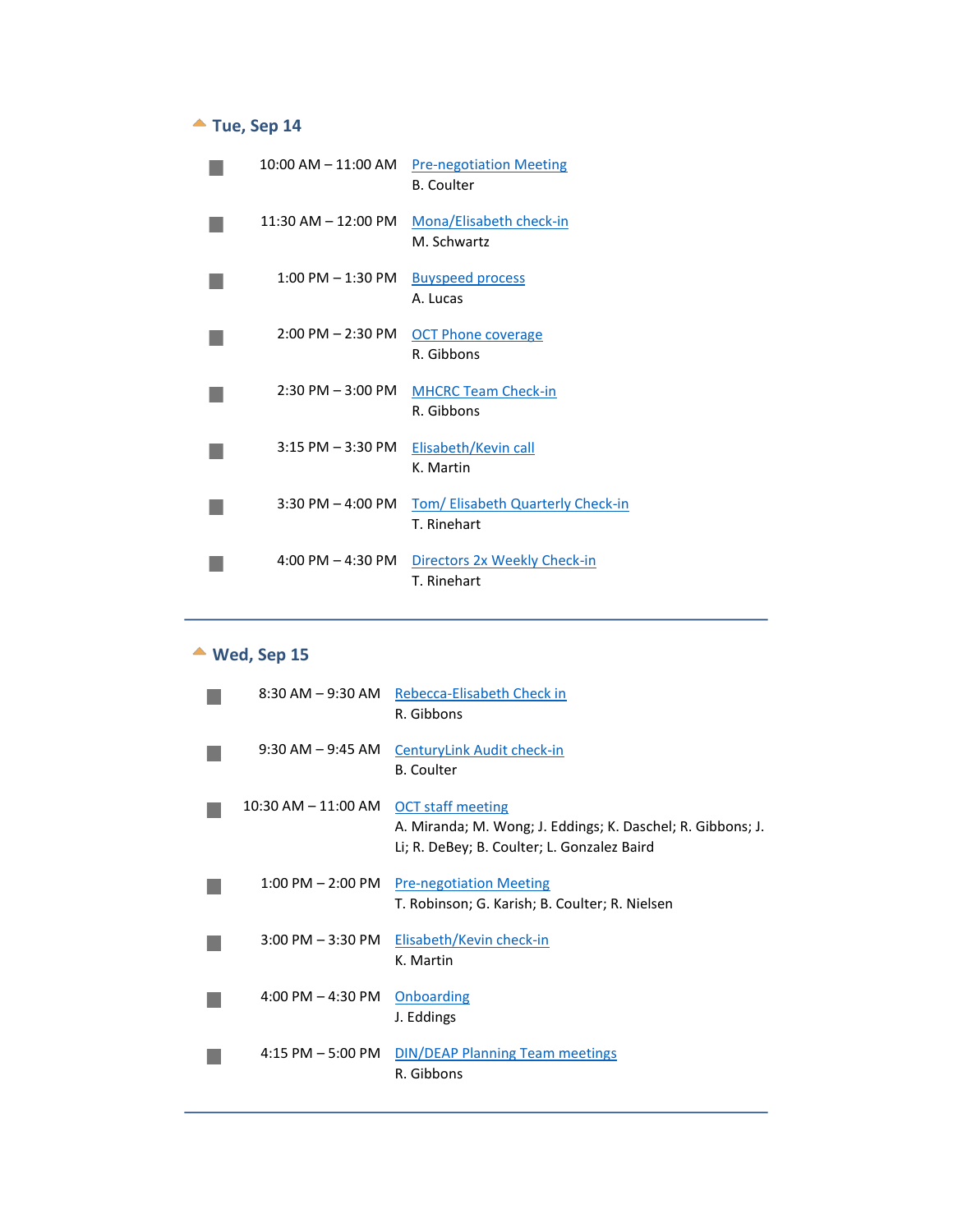## Tue, Sep 14

- 10:00 AM – 11:00 AM  Pre-negotiation Meeting
  B. Coulter
- 11:30 AM – 12:00 PM  Mona/Elisabeth check-in
  M. Schwartz
- 1:00 PM – 1:30 PM  Buyspeed process
  A. Lucas
- 2:00 PM – 2:30 PM  OCT Phone coverage
  R. Gibbons
- 2:30 PM – 3:00 PM  MHCRC Team Check-in
  R. Gibbons
- 3:15 PM – 3:30 PM  Elisabeth/Kevin call
  K. Martin
- 3:30 PM – 4:00 PM  Tom/ Elisabeth Quarterly Check-in
  T. Rinehart
- 4:00 PM – 4:30 PM  Directors 2x Weekly Check-in
  T. Rinehart

---

## Wed, Sep 15

- 8:30 AM – 9:30 AM  Rebecca-Elisabeth Check in
  R. Gibbons
- 9:30 AM – 9:45 AM  CenturyLink Audit check-in
  B. Coulter
- 10:30 AM – 11:00 AM  OCT staff meeting
  A. Miranda; M. Wong; J. Eddings; K. Daschel; R. Gibbons; J. Li; R. DeBey; B. Coulter; L. Gonzalez Baird
- 1:00 PM – 2:00 PM  Pre-negotiation Meeting
  T. Robinson; G. Karish; B. Coulter; R. Nielsen
- 3:00 PM – 3:30 PM  Elisabeth/Kevin check-in
  K. Martin
- 4:00 PM – 4:30 PM  Onboarding
  J. Eddings
- 4:15 PM – 5:00 PM  DIN/DEAP Planning Team meetings
  R. Gibbons

---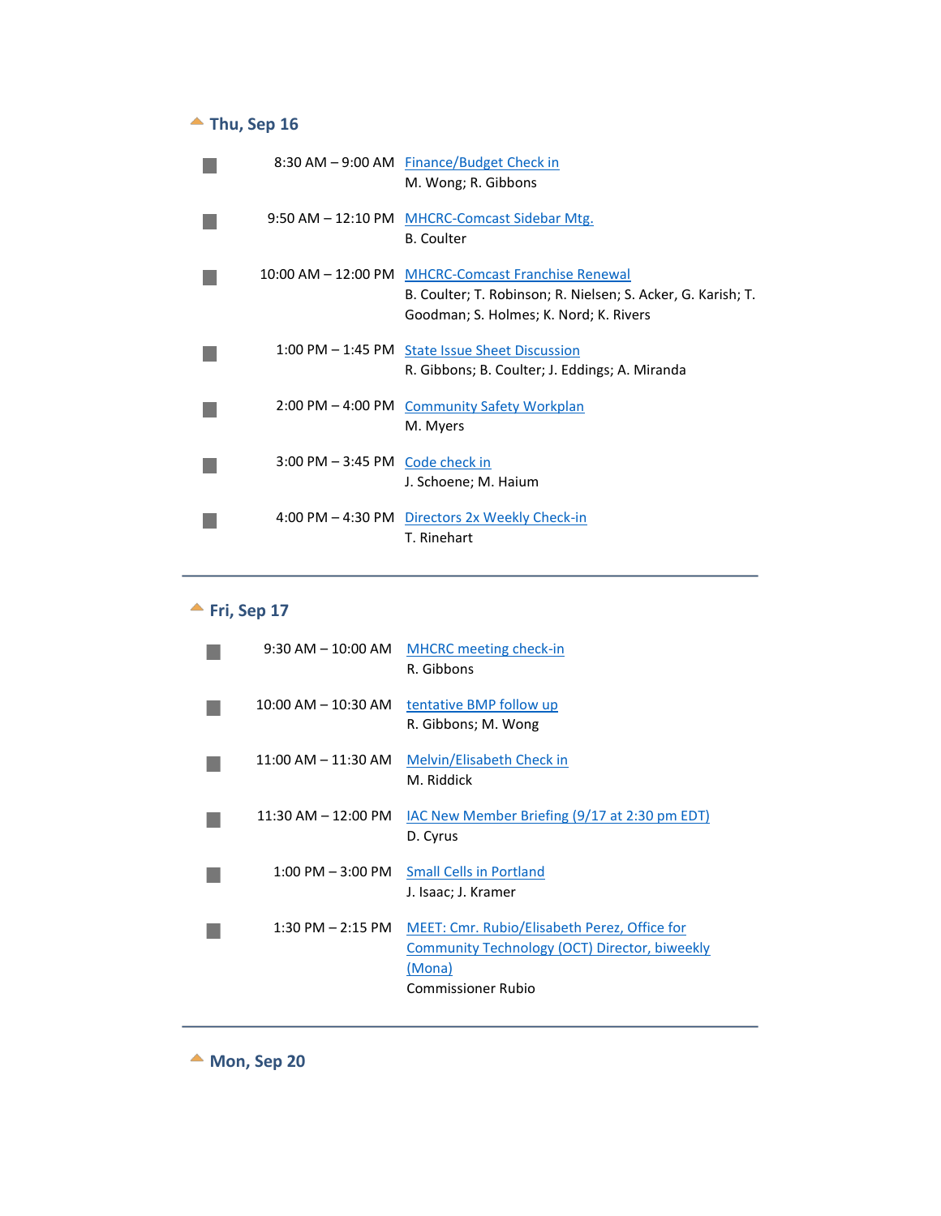## Thu, Sep 16

| | Time | Event |
|---|---|---|
| ■ | 8:30 AM – 9:00 AM | Finance/Budget Check in<br>M. Wong; R. Gibbons |
| ■ | 9:50 AM – 12:10 PM | MHCRC-Comcast Sidebar Mtg.<br>B. Coulter |
| ■ | 10:00 AM – 12:00 PM | MHCRC-Comcast Franchise Renewal<br>B. Coulter; T. Robinson; R. Nielsen; S. Acker, G. Karish; T. Goodman; S. Holmes; K. Nord; K. Rivers |
| ■ | 1:00 PM – 1:45 PM | State Issue Sheet Discussion<br>R. Gibbons; B. Coulter; J. Eddings; A. Miranda |
| ■ | 2:00 PM – 4:00 PM | Community Safety Workplan<br>M. Myers |
| ■ | 3:00 PM – 3:45 PM | Code check in<br>J. Schoene; M. Haium |
| ■ | 4:00 PM – 4:30 PM | Directors 2x Weekly Check-in<br>T. Rinehart |

---

## Fri, Sep 17

| | Time | Event |
|---|---|---|
| ■ | 9:30 AM – 10:00 AM | MHCRC meeting check-in<br>R. Gibbons |
| ■ | 10:00 AM – 10:30 AM | tentative BMP follow up<br>R. Gibbons; M. Wong |
| ■ | 11:00 AM – 11:30 AM | Melvin/Elisabeth Check in<br>M. Riddick |
| ■ | 11:30 AM – 12:00 PM | IAC New Member Briefing (9/17 at 2:30 pm EDT)<br>D. Cyrus |
| ■ | 1:00 PM – 3:00 PM | Small Cells in Portland<br>J. Isaac; J. Kramer |
| ■ | 1:30 PM – 2:15 PM | MEET: Cmr. Rubio/Elisabeth Perez, Office for Community Technology (OCT) Director, biweekly (Mona)<br>Commissioner Rubio |

---

## Mon, Sep 20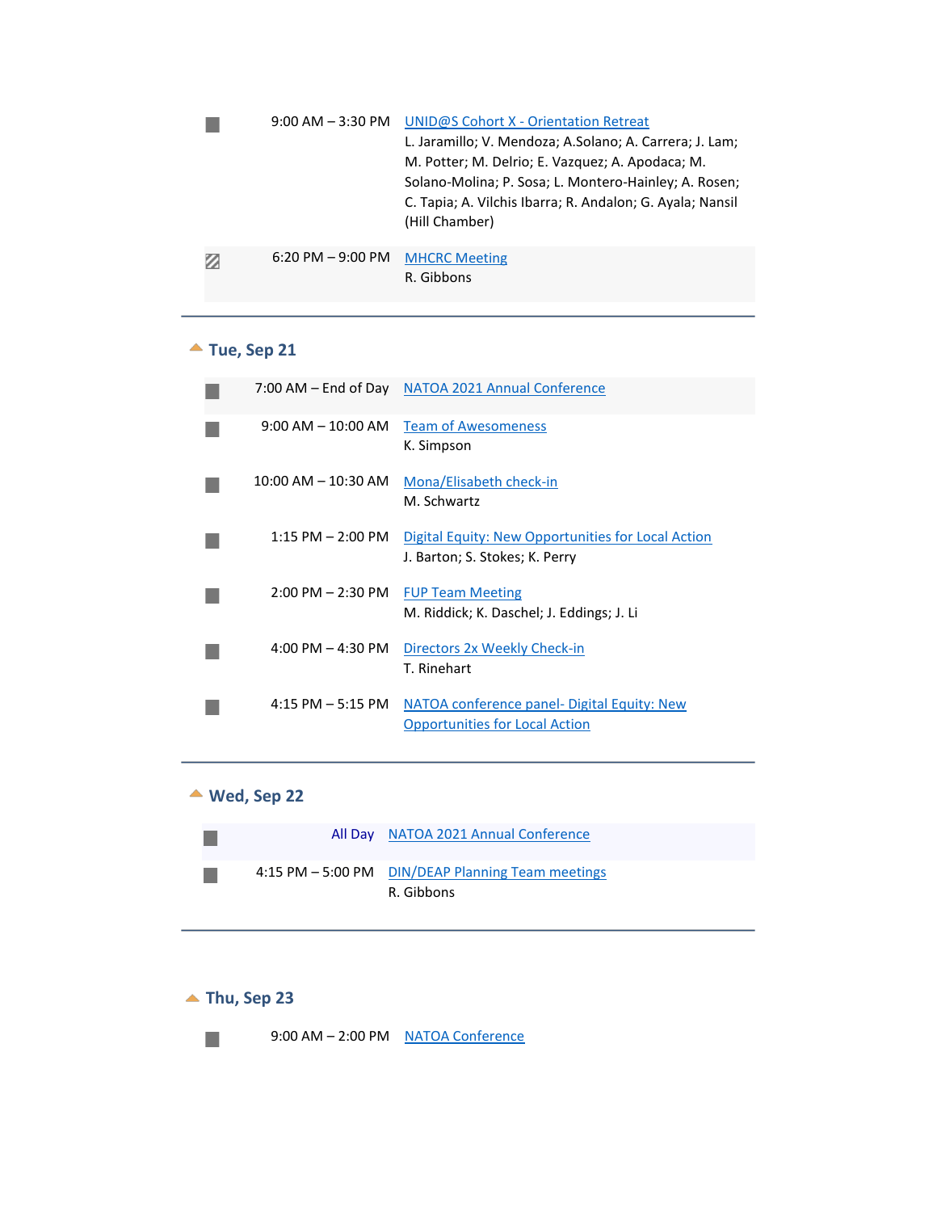| | | |
|---|---|---|
| ■ | 9:00 AM – 3:30 PM | UNID@S Cohort X - Orientation Retreat<br>L. Jaramillo; V. Mendoza; A.Solano; A. Carrera; J. Lam; M. Potter; M. Delrio; E. Vazquez; A. Apodaca; M. Solano-Molina; P. Sosa; L. Montero-Hainley; A. Rosen; C. Tapia; A. Vilchis Ibarra; R. Andalon; G. Ayala; Nansil (Hill Chamber) |
| ▨ | 6:20 PM – 9:00 PM | MHCRC Meeting<br>R. Gibbons |

## Tue, Sep 21

| | | |
|---|---|---|
| ■ | 7:00 AM – End of Day | NATOA 2021 Annual Conference |
| ■ | 9:00 AM – 10:00 AM | Team of Awesomeness<br>K. Simpson |
| ■ | 10:00 AM – 10:30 AM | Mona/Elisabeth check-in<br>M. Schwartz |
| ■ | 1:15 PM – 2:00 PM | Digital Equity: New Opportunities for Local Action<br>J. Barton; S. Stokes; K. Perry |
| ■ | 2:00 PM – 2:30 PM | FUP Team Meeting<br>M. Riddick; K. Daschel; J. Eddings; J. Li |
| ■ | 4:00 PM – 4:30 PM | Directors 2x Weekly Check-in<br>T. Rinehart |
| ■ | 4:15 PM – 5:15 PM | NATOA conference panel- Digital Equity: New Opportunities for Local Action |

## Wed, Sep 22

| | | |
|---|---|---|
| ■ | All Day | NATOA 2021 Annual Conference |
| ■ | 4:15 PM – 5:00 PM | DIN/DEAP Planning Team meetings<br>R. Gibbons |

## Thu, Sep 23

| | | |
|---|---|---|
| ■ | 9:00 AM – 2:00 PM | NATOA Conference |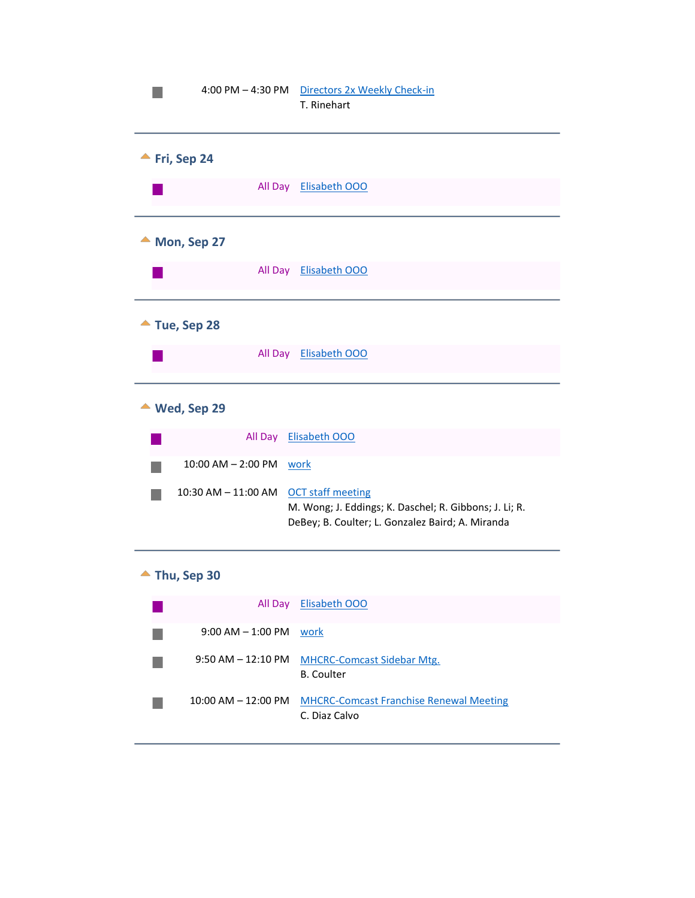4:00 PM – 4:30 PM Directors 2x Weekly Check-in
T. Rinehart

## Fri, Sep 24

All Day Elisabeth OOO

## Mon, Sep 27

All Day Elisabeth OOO

## Tue, Sep 28

All Day Elisabeth OOO

## Wed, Sep 29

All Day Elisabeth OOO

10:00 AM – 2:00 PM work

10:30 AM – 11:00 AM OCT staff meeting
M. Wong; J. Eddings; K. Daschel; R. Gibbons; J. Li; R. DeBey; B. Coulter; L. Gonzalez Baird; A. Miranda

## Thu, Sep 30

All Day Elisabeth OOO

9:00 AM – 1:00 PM work

9:50 AM – 12:10 PM MHCRC-Comcast Sidebar Mtg.
B. Coulter

10:00 AM – 12:00 PM MHCRC-Comcast Franchise Renewal Meeting
C. Diaz Calvo